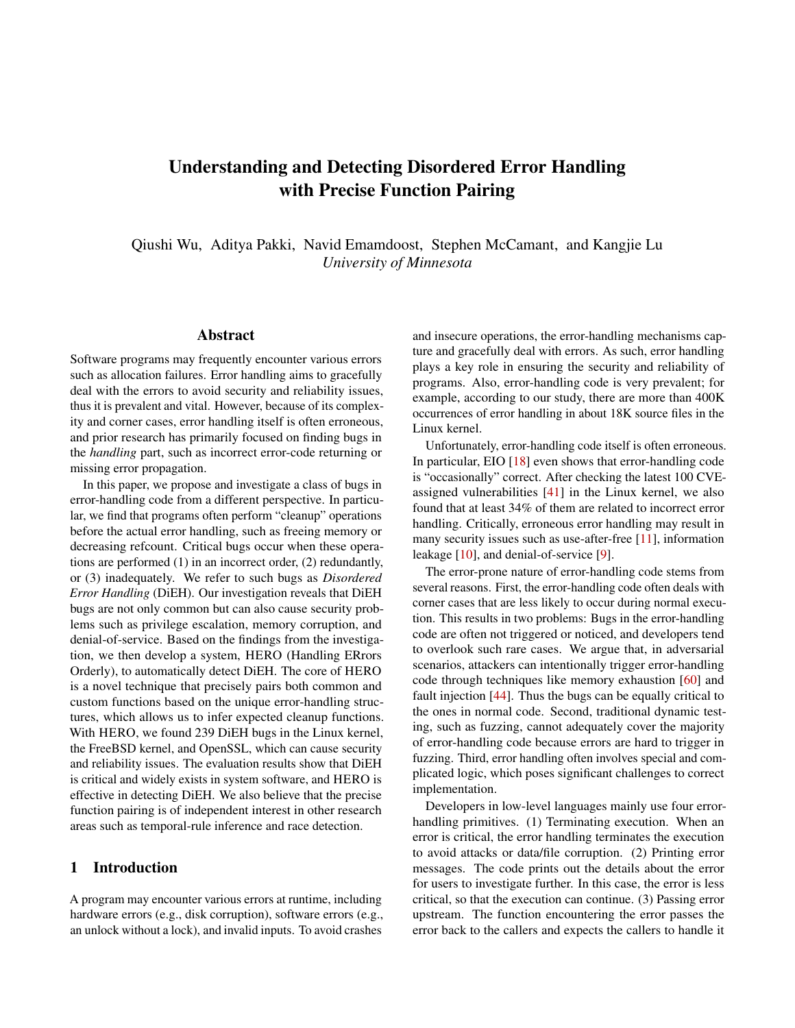# Understanding and Detecting Disordered Error Handling with Precise Function Pairing

Qiushi Wu, Aditya Pakki, Navid Emamdoost, Stephen McCamant, and Kangjie Lu
*University of Minnesota*

## Abstract

Software programs may frequently encounter various errors such as allocation failures. Error handling aims to gracefully deal with the errors to avoid security and reliability issues, thus it is prevalent and vital. However, because of its complexity and corner cases, error handling itself is often erroneous, and prior research has primarily focused on finding bugs in the *handling* part, such as incorrect error-code returning or missing error propagation.

In this paper, we propose and investigate a class of bugs in error-handling code from a different perspective. In particular, we find that programs often perform "cleanup" operations before the actual error handling, such as freeing memory or decreasing refcount. Critical bugs occur when these operations are performed (1) in an incorrect order, (2) redundantly, or (3) inadequately. We refer to such bugs as *Disordered Error Handling* (DiEH). Our investigation reveals that DiEH bugs are not only common but can also cause security problems such as privilege escalation, memory corruption, and denial-of-service. Based on the findings from the investigation, we then develop a system, HERO (Handling ERrors Orderly), to automatically detect DiEH. The core of HERO is a novel technique that precisely pairs both common and custom functions based on the unique error-handling structures, which allows us to infer expected cleanup functions. With HERO, we found 239 DiEH bugs in the Linux kernel, the FreeBSD kernel, and OpenSSL, which can cause security and reliability issues. The evaluation results show that DiEH is critical and widely exists in system software, and HERO is effective in detecting DiEH. We also believe that the precise function pairing is of independent interest in other research areas such as temporal-rule inference and race detection.

## 1 Introduction

A program may encounter various errors at runtime, including hardware errors (e.g., disk corruption), software errors (e.g., an unlock without a lock), and invalid inputs. To avoid crashes and insecure operations, the error-handling mechanisms capture and gracefully deal with errors. As such, error handling plays a key role in ensuring the security and reliability of programs. Also, error-handling code is very prevalent; for example, according to our study, there are more than 400K occurrences of error handling in about 18K source files in the Linux kernel.

Unfortunately, error-handling code itself is often erroneous. In particular, EIO [18] even shows that error-handling code is "occasionally" correct. After checking the latest 100 CVE-assigned vulnerabilities [41] in the Linux kernel, we also found that at least 34% of them are related to incorrect error handling. Critically, erroneous error handling may result in many security issues such as use-after-free [11], information leakage [10], and denial-of-service [9].

The error-prone nature of error-handling code stems from several reasons. First, the error-handling code often deals with corner cases that are less likely to occur during normal execution. This results in two problems: Bugs in the error-handling code are often not triggered or noticed, and developers tend to overlook such rare cases. We argue that, in adversarial scenarios, attackers can intentionally trigger error-handling code through techniques like memory exhaustion [60] and fault injection [44]. Thus the bugs can be equally critical to the ones in normal code. Second, traditional dynamic testing, such as fuzzing, cannot adequately cover the majority of error-handling code because errors are hard to trigger in fuzzing. Third, error handling often involves special and complicated logic, which poses significant challenges to correct implementation.

Developers in low-level languages mainly use four error-handling primitives. (1) Terminating execution. When an error is critical, the error handling terminates the execution to avoid attacks or data/file corruption. (2) Printing error messages. The code prints out the details about the error for users to investigate further. In this case, the error is less critical, so that the execution can continue. (3) Passing error upstream. The function encountering the error passes the error back to the callers and expects the callers to handle it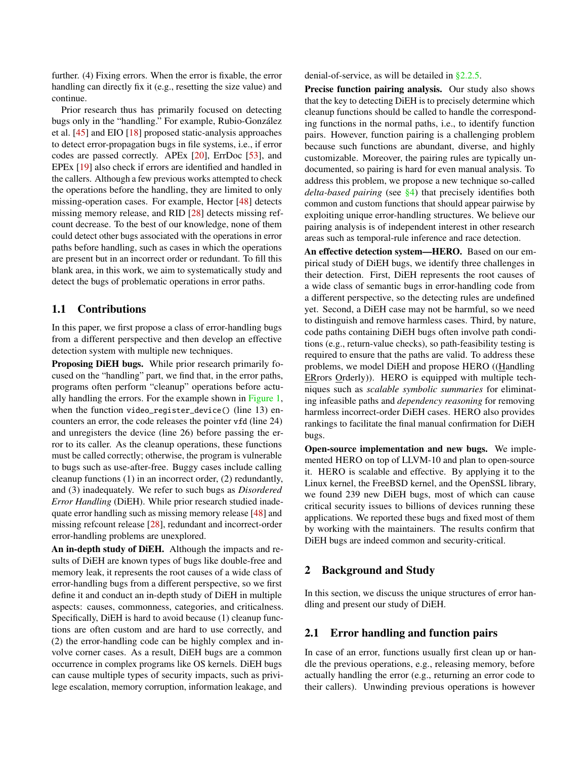further. (4) Fixing errors. When the error is fixable, the error handling can directly fix it (e.g., resetting the size value) and continue.

Prior research thus has primarily focused on detecting bugs only in the "handling." For example, Rubio-González et al. [45] and EIO [18] proposed static-analysis approaches to detect error-propagation bugs in file systems, i.e., if error codes are passed correctly. APEx [20], ErrDoc [53], and EPEx [19] also check if errors are identified and handled in the callers. Although a few previous works attempted to check the operations before the handling, they are limited to only missing-operation cases. For example, Hector [48] detects missing memory release, and RID [28] detects missing refcount decrease. To the best of our knowledge, none of them could detect other bugs associated with the operations in error paths before handling, such as cases in which the operations are present but in an incorrect order or redundant. To fill this blank area, in this work, we aim to systematically study and detect the bugs of problematic operations in error paths.

## 1.1 Contributions

In this paper, we first propose a class of error-handling bugs from a different perspective and then develop an effective detection system with multiple new techniques.

**Proposing DiEH bugs.** While prior research primarily focused on the "handling" part, we find that, in the error paths, programs often perform "cleanup" operations before actually handling the errors. For the example shown in Figure 1, when the function `video_register_device()` (line 13) encounters an error, the code releases the pointer `vfd` (line 24) and unregisters the device (line 26) before passing the error to its caller. As the cleanup operations, these functions must be called correctly; otherwise, the program is vulnerable to bugs such as use-after-free. Buggy cases include calling cleanup functions (1) in an incorrect order, (2) redundantly, and (3) inadequately. We refer to such bugs as *Disordered Error Handling* (DiEH). While prior research studied inadequate error handling such as missing memory release [48] and missing refcount release [28], redundant and incorrect-order error-handling problems are unexplored.

**An in-depth study of DiEH.** Although the impacts and results of DiEH are known types of bugs like double-free and memory leak, it represents the root causes of a wide class of error-handling bugs from a different perspective, so we first define it and conduct an in-depth study of DiEH in multiple aspects: causes, commonness, categories, and criticalness. Specifically, DiEH is hard to avoid because (1) cleanup functions are often custom and are hard to use correctly, and (2) the error-handling code can be highly complex and involve corner cases. As a result, DiEH bugs are a common occurrence in complex programs like OS kernels. DiEH bugs can cause multiple types of security impacts, such as privilege escalation, memory corruption, information leakage, and denial-of-service, as will be detailed in §2.2.5.

**Precise function pairing analysis.** Our study also shows that the key to detecting DiEH is to precisely determine which cleanup functions should be called to handle the corresponding functions in the normal paths, i.e., to identify function pairs. However, function pairing is a challenging problem because such functions are abundant, diverse, and highly customizable. Moreover, the pairing rules are typically undocumented, so pairing is hard for even manual analysis. To address this problem, we propose a new technique so-called *delta-based pairing* (see §4) that precisely identifies both common and custom functions that should appear pairwise by exploiting unique error-handling structures. We believe our pairing analysis is of independent interest in other research areas such as temporal-rule inference and race detection.

**An effective detection system—HERO.** Based on our empirical study of DiEH bugs, we identify three challenges in their detection. First, DiEH represents the root causes of a wide class of semantic bugs in error-handling code from a different perspective, so the detecting rules are undefined yet. Second, a DiEH case may not be harmful, so we need to distinguish and remove harmless cases. Third, by nature, code paths containing DiEH bugs often involve path conditions (e.g., return-value checks), so path-feasibility testing is required to ensure that the paths are valid. To address these problems, we model DiEH and propose HERO ((Handling ERrors Orderly)). HERO is equipped with multiple techniques such as *scalable symbolic summaries* for eliminating infeasible paths and *dependency reasoning* for removing harmless incorrect-order DiEH cases. HERO also provides rankings to facilitate the final manual confirmation for DiEH bugs.

**Open-source implementation and new bugs.** We implemented HERO on top of LLVM-10 and plan to open-source it. HERO is scalable and effective. By applying it to the Linux kernel, the FreeBSD kernel, and the OpenSSL library, we found 239 new DiEH bugs, most of which can cause critical security issues to billions of devices running these applications. We reported these bugs and fixed most of them by working with the maintainers. The results confirm that DiEH bugs are indeed common and security-critical.

# 2 Background and Study

In this section, we discuss the unique structures of error handling and present our study of DiEH.

## 2.1 Error handling and function pairs

In case of an error, functions usually first clean up or handle the previous operations, e.g., releasing memory, before actually handling the error (e.g., returning an error code to their callers). Unwinding previous operations is however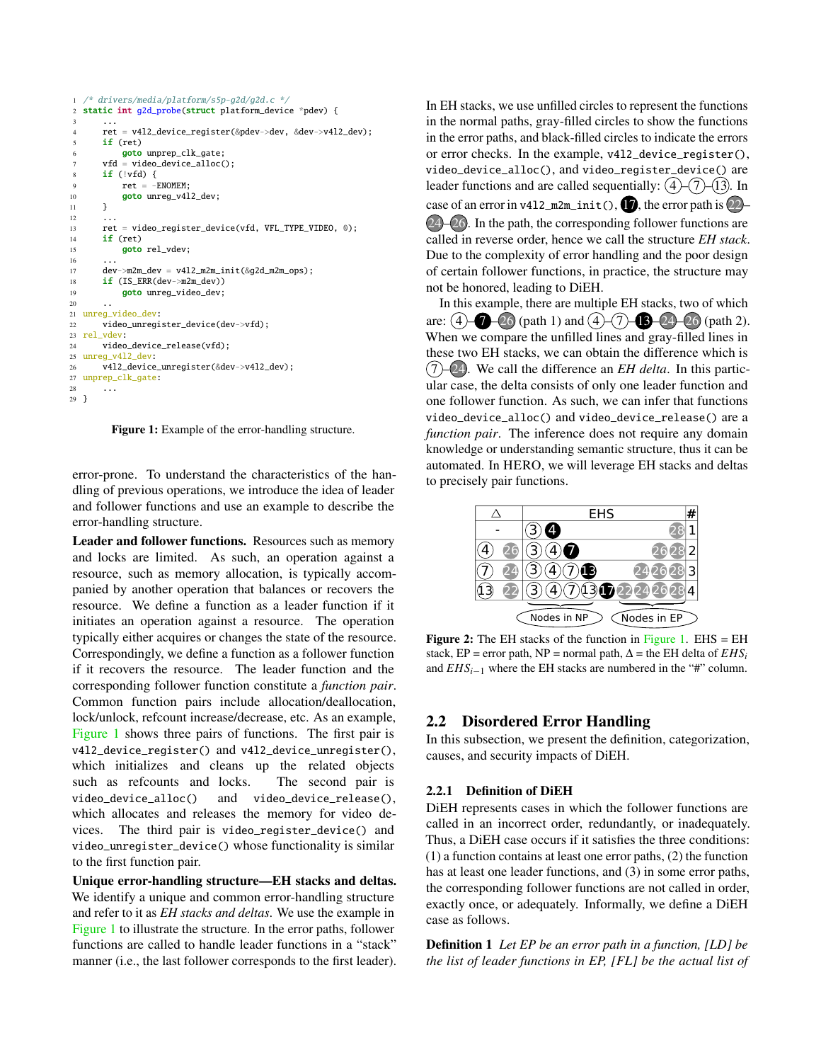```c
/* drivers/media/platform/s5p-g2d/g2d.c */
static int g2d_probe(struct platform_device *pdev) {
    ...
    ret = v4l2_device_register(&pdev->dev, &dev->v4l2_dev);
    if (ret)
        goto unprep_clk_gate;
    vfd = video_device_alloc();
    if (!vfd) {
        ret = -ENOMEM;
        goto unreg_v4l2_dev;
    }
    ...
    ret = video_register_device(vfd, VFL_TYPE_VIDEO, 0);
    if (ret)
        goto rel_vdev;
    ...
    dev->m2m_dev = v4l2_m2m_init(&g2d_m2m_ops);
    if (IS_ERR(dev->m2m_dev))
        goto unreg_video_dev;
    ..
unreg_video_dev:
    video_unregister_device(dev->vfd);
rel_vdev:
    video_device_release(vfd);
unreg_v4l2_dev:
    v4l2_device_unregister(&dev->v4l2_dev);
unprep_clk_gate:
    ...
}
```

**Figure 1:** Example of the error-handling structure.

error-prone. To understand the characteristics of the handling of previous operations, we introduce the idea of leader and follower functions and use an example to describe the error-handling structure.

**Leader and follower functions.** Resources such as memory and locks are limited. As such, an operation against a resource, such as memory allocation, is typically accompanied by another operation that balances or recovers the resource. We define a function as a leader function if it initiates an operation against a resource. The operation typically either acquires or changes the state of the resource. Correspondingly, we define a function as a follower function if it recovers the resource. The leader function and the corresponding follower function constitute a *function pair*. Common function pairs include allocation/deallocation, lock/unlock, refcount increase/decrease, etc. As an example, Figure 1 shows three pairs of functions. The first pair is `v4l2_device_register()` and `v4l2_device_unregister()`, which initializes and cleans up the related objects such as refcounts and locks. The second pair is `video_device_alloc()` and `video_device_release()`, which allocates and releases the memory for video devices. The third pair is `video_register_device()` and `video_unregister_device()` whose functionality is similar to the first function pair.

**Unique error-handling structure—EH stacks and deltas.** We identify a unique and common error-handling structure and refer to it as *EH stacks and deltas*. We use the example in Figure 1 to illustrate the structure. In the error paths, follower functions are called to handle leader functions in a "stack" manner (i.e., the last follower corresponds to the first leader). In EH stacks, we use unfilled circles to represent the functions in the normal paths, gray-filled circles to show the functions in the error paths, and black-filled circles to indicate the errors or error checks. In the example, `v4l2_device_register()`, `video_device_alloc()`, and `video_register_device()` are leader functions and are called sequentially: (4)–(7)–(13). In case of an error in `v4l2_m2m_init()`, (17), the error path is (22)–(24)–(26). In the path, the corresponding follower functions are called in reverse order, hence we call the structure *EH stack*. Due to the complexity of error handling and the poor design of certain follower functions, in practice, the structure may not be honored, leading to DiEH.

In this example, there are multiple EH stacks, two of which are: (4)–(7)–(26) (path 1) and (4)–(7)–(13)–(24)–(26) (path 2). When we compare the unfilled lines and gray-filled lines in these two EH stacks, we can obtain the difference which is (7)–(24). We call the difference an *EH delta*. In this particular case, the delta consists of only one leader function and one follower function. As such, we can infer that function `video_device_alloc()` and `video_device_release()` are a *function pair*. The inference does not require any domain knowledge or understanding semantic structure, thus it can be automated. In HERO, we will leverage EH stacks and deltas to precisely pair functions.

| △ | EHS | # |
|---|---|---|
| - | (3) (4) ... (28) | 1 |
| (4) (26) | (3) (4) (7) ... (26) (28) | 2 |
| (7) (24) | (3) (4) (7) (13) ... (24) (26) (28) | 3 |
| (13) (22) | (3) (4) (7) (13) (17) (22) (24) (26) (28) | 4 |

Nodes in NP / Nodes in EP

**Figure 2:** The EH stacks of the function in Figure 1. EHS = EH stack, EP = error path, NP = normal path, Δ = the EH delta of $EHS_i$ and $EHS_{i-1}$ where the EH stacks are numbered in the "#" column.

## 2.2 Disordered Error Handling

In this subsection, we present the definition, categorization, causes, and security impacts of DiEH.

### 2.2.1 Definition of DiEH

DiEH represents cases in which the follower functions are called in an incorrect order, redundantly, or inadequately. Thus, a DiEH case occurs if it satisfies the three conditions: (1) a function contains at least one error paths, (2) the function has at least one leader functions, and (3) in some error paths, the corresponding follower functions are not called in order, exactly once, or adequately. Informally, we define a DiEH case as follows.

**Definition 1** *Let EP be an error path in a function, [LD] be the list of leader functions in EP, [FL] be the actual list of*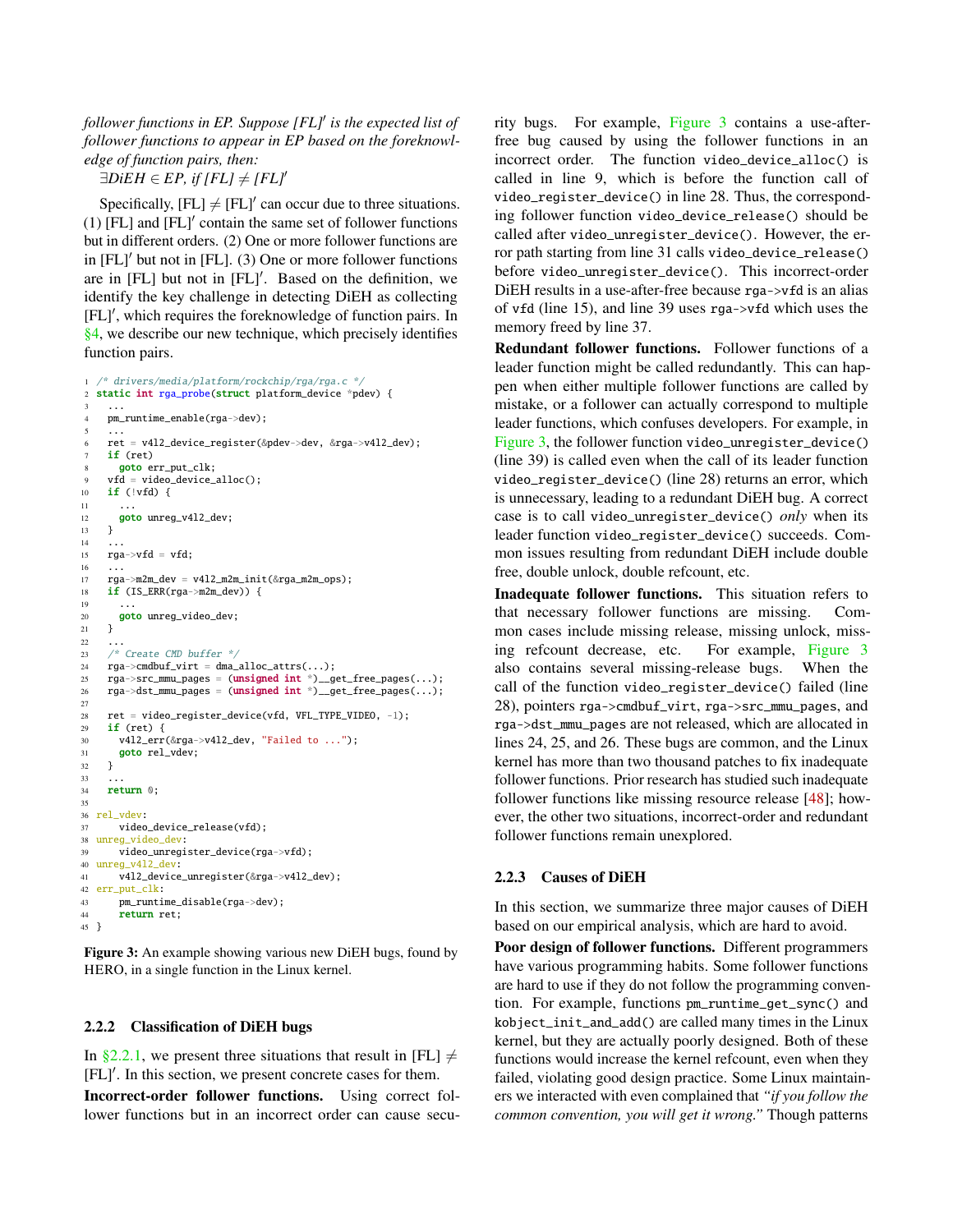*follower functions in EP. Suppose [FL]′ is the expected list of follower functions to appear in EP based on the foreknowledge of function pairs, then:*

$\exists DiEH \in EP$, *if* $[FL] \neq [FL]'$

Specifically, $[\text{FL}] \neq [\text{FL}]'$ can occur due to three situations. (1) [FL] and [FL]′ contain the same set of follower functions but in different orders. (2) One or more follower functions are in [FL]′ but not in [FL]. (3) One or more follower functions are in [FL] but not in [FL]′. Based on the definition, we identify the key challenge in detecting DiEH as collecting [FL]′, which requires the foreknowledge of function pairs. In §4, we describe our new technique, which precisely identifies function pairs.

```
1  /* drivers/media/platform/rockchip/rga/rga.c */
2  static int rga_probe(struct platform_device *pdev) {
3    ...
4    pm_runtime_enable(rga->dev);
5    ...
6    ret = v4l2_device_register(&pdev->dev, &rga->v4l2_dev);
7    if (ret)
8      goto err_put_clk;
9    vfd = video_device_alloc();
10   if (!vfd) {
11     ...
12     goto unreg_v4l2_dev;
13   }
14   ...
15   rga->vfd = vfd;
16   ...
17   rga->m2m_dev = v4l2_m2m_init(&rga_m2m_ops);
18   if (IS_ERR(rga->m2m_dev)) {
19     ...
20     goto unreg_video_dev;
21   }
22   ...
23   /* Create CMD buffer */
24   rga->cmdbuf_virt = dma_alloc_attrs(...);
25   rga->src_mmu_pages = (unsigned int *)__get_free_pages(...);
26   rga->dst_mmu_pages = (unsigned int *)__get_free_pages(...);
27 
28   ret = video_register_device(vfd, VFL_TYPE_VIDEO, -1);
29   if (ret) {
30     v4l2_err(&rga->v4l2_dev, "Failed to ...");
31     goto rel_vdev;
32   }
33   ...
34   return 0;
35 
36 rel_vdev:
37     video_device_release(vfd);
38 unreg_video_dev:
39     video_unregister_device(rga->vfd);
40 unreg_v4l2_dev:
41     v4l2_device_unregister(&rga->v4l2_dev);
42 err_put_clk:
43     pm_runtime_disable(rga->dev);
44     return ret;
45 }
```

**Figure 3:** An example showing various new DiEH bugs, found by HERO, in a single function in the Linux kernel.

### 2.2.2 Classification of DiEH bugs

In §2.2.1, we present three situations that result in $[\text{FL}] \neq [\text{FL}]'$. In this section, we present concrete cases for them.

**Incorrect-order follower functions.** Using correct follower functions but in an incorrect order can cause security bugs. For example, Figure 3 contains a use-after-free bug caused by using the follower functions in an incorrect order. The function `video_device_alloc()` is called in line 9, which is before the function call of `video_register_device()` in line 28. Thus, the corresponding follower function `video_device_release()` should be called after `video_unregister_device()`. However, the error path starting from line 31 calls `video_device_release()` before `video_unregister_device()`. This incorrect-order DiEH results in a use-after-free because `rga->vfd` is an alias of `vfd` (line 15), and line 39 uses `rga->vfd` which uses the memory freed by line 37.

**Redundant follower functions.** Follower functions of a leader function might be called redundantly. This can happen when either multiple follower functions are called by mistake, or a follower can actually correspond to multiple leader functions, which confuses developers. For example, in Figure 3, the follower function `video_unregister_device()` (line 39) is called even when the call of its leader function `video_register_device()` (line 28) returns an error, which is unnecessary, leading to a redundant DiEH bug. A correct case is to call `video_unregister_device()` *only* when its leader function `video_register_device()` succeeds. Common issues resulting from redundant DiEH include double free, double unlock, double refcount, etc.

**Inadequate follower functions.** This situation refers to that necessary follower functions are missing. Common cases include missing release, missing unlock, missing refcount decrease, etc. For example, Figure 3 also contains several missing-release bugs. When the call of the function `video_register_device()` failed (line 28), pointers `rga->cmdbuf_virt`, `rga->src_mmu_pages`, and `rga->dst_mmu_pages` are not released, which are allocated in lines 24, 25, and 26. These bugs are common, and the Linux kernel has more than two thousand patches to fix inadequate follower functions. Prior research has studied such inadequate follower functions like missing resource release [48]; however, the other two situations, incorrect-order and redundant follower functions remain unexplored.

### 2.2.3 Causes of DiEH

In this section, we summarize three major causes of DiEH based on our empirical analysis, which are hard to avoid.

**Poor design of follower functions.** Different programmers have various programming habits. Some follower functions are hard to use if they do not follow the programming convention. For example, functions `pm_runtime_get_sync()` and `kobject_init_and_add()` are called many times in the Linux kernel, but they are actually poorly designed. Both of these functions would increase the kernel refcount, even when they failed, violating good design practice. Some Linux maintainers we interacted with even complained that *"if you follow the common convention, you will get it wrong."* Though patterns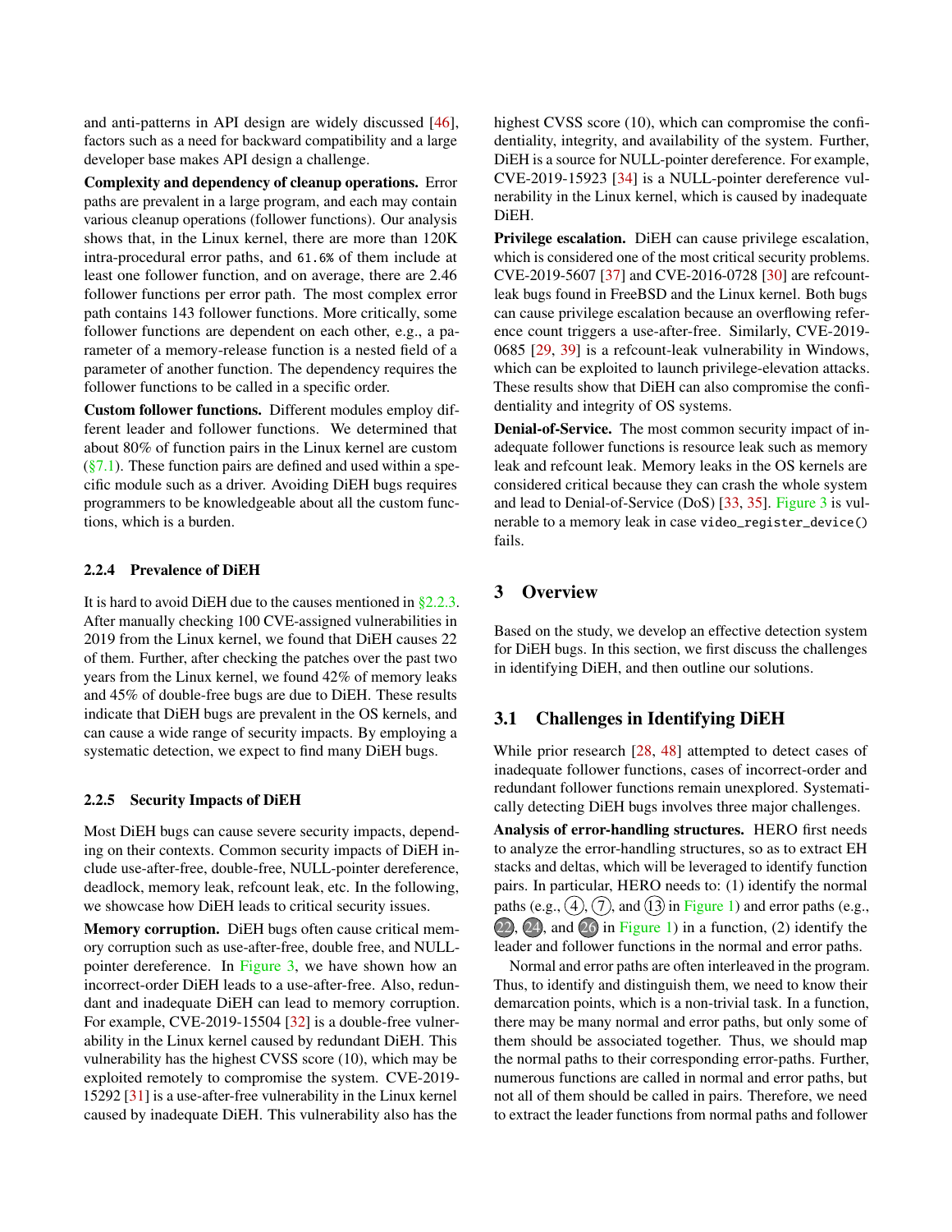and anti-patterns in API design are widely discussed [46], factors such as a need for backward compatibility and a large developer base makes API design a challenge.

**Complexity and dependency of cleanup operations.** Error paths are prevalent in a large program, and each may contain various cleanup operations (follower functions). Our analysis shows that, in the Linux kernel, there are more than 120K intra-procedural error paths, and `61.6%` of them include at least one follower function, and on average, there are 2.46 follower functions per error path. The most complex error path contains 143 follower functions. More critically, some follower functions are dependent on each other, e.g., a parameter of a memory-release function is a nested field of a parameter of another function. The dependency requires the follower functions to be called in a specific order.

**Custom follower functions.** Different modules employ different leader and follower functions. We determined that about 80% of function pairs in the Linux kernel are custom (§7.1). These function pairs are defined and used within a specific module such as a driver. Avoiding DiEH bugs requires programmers to be knowledgeable about all the custom functions, which is a burden.

#### 2.2.4 Prevalence of DiEH

It is hard to avoid DiEH due to the causes mentioned in §2.2.3. After manually checking 100 CVE-assigned vulnerabilities in 2019 from the Linux kernel, we found that DiEH causes 22 of them. Further, after checking the patches over the past two years from the Linux kernel, we found 42% of memory leaks and 45% of double-free bugs are due to DiEH. These results indicate that DiEH bugs are prevalent in the OS kernels, and can cause a wide range of security impacts. By employing a systematic detection, we expect to find many DiEH bugs.

#### 2.2.5 Security Impacts of DiEH

Most DiEH bugs can cause severe security impacts, depending on their contexts. Common security impacts of DiEH include use-after-free, double-free, NULL-pointer dereference, deadlock, memory leak, refcount leak, etc. In the following, we showcase how DiEH leads to critical security issues.

**Memory corruption.** DiEH bugs often cause critical memory corruption such as use-after-free, double free, and NULL-pointer dereference. In Figure 3, we have shown how an incorrect-order DiEH leads to a use-after-free. Also, redundant and inadequate DiEH can lead to memory corruption. For example, CVE-2019-15504 [32] is a double-free vulnerability in the Linux kernel caused by redundant DiEH. This vulnerability has the highest CVSS score (10), which may be exploited remotely to compromise the system. CVE-2019-15292 [31] is a use-after-free vulnerability in the Linux kernel caused by inadequate DiEH. This vulnerability also has the highest CVSS score (10), which can compromise the confidentiality, integrity, and availability of the system. Further, DiEH is a source for NULL-pointer dereference. For example, CVE-2019-15923 [34] is a NULL-pointer dereference vulnerability in the Linux kernel, which is caused by inadequate DiEH.

**Privilege escalation.** DiEH can cause privilege escalation, which is considered one of the most critical security problems. CVE-2019-5607 [37] and CVE-2016-0728 [30] are refcount-leak bugs found in FreeBSD and the Linux kernel. Both bugs can cause privilege escalation because an overflowing reference count triggers a use-after-free. Similarly, CVE-2019-0685 [29, 39] is a refcount-leak vulnerability in Windows, which can be exploited to launch privilege-elevation attacks. These results show that DiEH can also compromise the confidentiality and integrity of OS systems.

**Denial-of-Service.** The most common security impact of inadequate follower functions is resource leak such as memory leak and refcount leak. Memory leaks in the OS kernels are considered critical because they can crash the whole system and lead to Denial-of-Service (DoS) [33, 35]. Figure 3 is vulnerable to a memory leak in case `video_register_device()` fails.

## 3 Overview

Based on the study, we develop an effective detection system for DiEH bugs. In this section, we first discuss the challenges in identifying DiEH, and then outline our solutions.

### 3.1 Challenges in Identifying DiEH

While prior research [28, 48] attempted to detect cases of inadequate follower functions, cases of incorrect-order and redundant follower functions remain unexplored. Systematically detecting DiEH bugs involves three major challenges.

**Analysis of error-handling structures.** HERO first needs to analyze the error-handling structures, so as to extract EH stacks and deltas, which will be leveraged to identify function pairs. In particular, HERO needs to: (1) identify the normal paths (e.g., ④, ⑦, and ⑬ in Figure 1) and error paths (e.g., ㉒, ㉔, and ㉖ in Figure 1) in a function, (2) identify the leader and follower functions in the normal and error paths.

Normal and error paths are often interleaved in the program. Thus, to identify and distinguish them, we need to know their demarcation points, which is a non-trivial task. In a function, there may be many normal and error paths, but only some of them should be associated together. Thus, we should map the normal paths to their corresponding error-paths. Further, numerous functions are called in normal and error paths, but not all of them should be called in pairs. Therefore, we need to extract the leader functions from normal paths and follower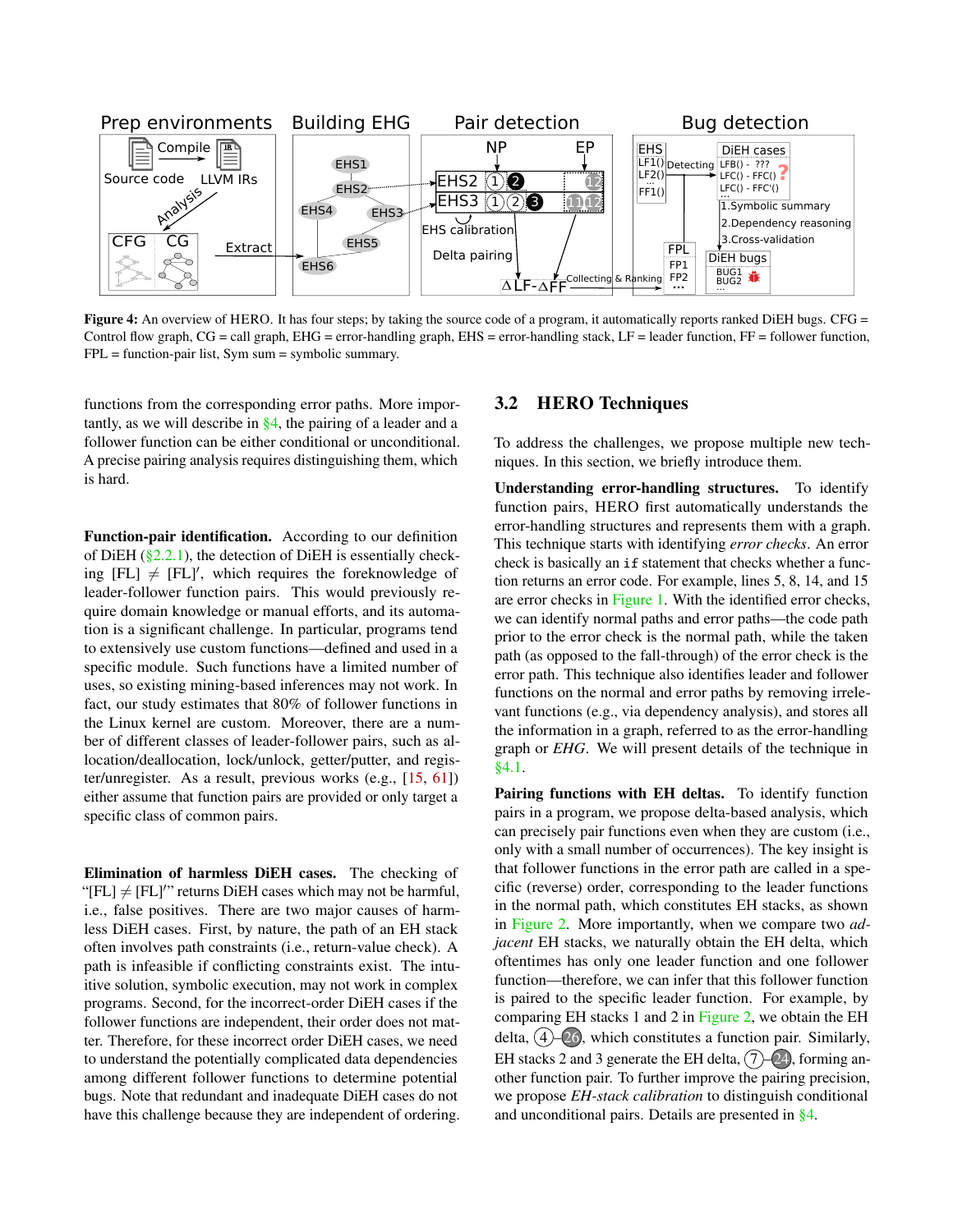Figure 4: An overview of HERO. It has four steps; by taking the source code of a program, it automatically reports ranked DiEH bugs. CFG = Control flow graph, CG = call graph, EHG = error-handling graph, EHS = error-handling stack, LF = leader function, FF = follower function, FPL = function-pair list, Sym sum = symbolic summary.

functions from the corresponding error paths. More importantly, as we will describe in §4, the pairing of a leader and a follower function can be either conditional or unconditional. A precise pairing analysis requires distinguishing them, which is hard.

**Function-pair identification.** According to our definition of DiEH (§2.2.1), the detection of DiEH is essentially checking [FL] $\neq$ [FL]′, which requires the foreknowledge of leader-follower function pairs. This would previously require domain knowledge or manual efforts, and its automation is a significant challenge. In particular, programs tend to extensively use custom functions—defined and used in a specific module. Such functions have a limited number of uses, so existing mining-based inferences may not work. In fact, our study estimates that 80% of follower functions in the Linux kernel are custom. Moreover, there are a number of different classes of leader-follower pairs, such as allocation/deallocation, lock/unlock, getter/putter, and register/unregister. As a result, previous works (e.g., [15, 61]) either assume that function pairs are provided or only target a specific class of common pairs.

**Elimination of harmless DiEH cases.** The checking of "[FL] $\neq$ [FL]′" returns DiEH cases which may not be harmful, i.e., false positives. There are two major causes of harmless DiEH cases. First, by nature, the path of an EH stack often involves path constraints (i.e., return-value check). A path is infeasible if conflicting constraints exist. The intuitive solution, symbolic execution, may not work in complex programs. Second, for the incorrect-order DiEH cases if the follower functions are independent, their order does not matter. Therefore, for these incorrect order DiEH cases, we need to understand the potentially complicated data dependencies among different follower functions to determine potential bugs. Note that redundant and inadequate DiEH cases do not have this challenge because they are independent of ordering.

## 3.2 HERO Techniques

To address the challenges, we propose multiple new techniques. In this section, we briefly introduce them.

**Understanding error-handling structures.** To identify function pairs, HERO first automatically understands the error-handling structures and represents them with a graph. This technique starts with identifying *error checks*. An error check is basically an `if` statement that checks whether a function returns an error code. For example, lines 5, 8, 14, and 15 are error checks in Figure 1. With the identified error checks, we can identify normal paths and error paths—the code path prior to the error check is the normal path, while the taken path (as opposed to the fall-through) of the error check is the error path. This technique also identifies leader and follower functions on the normal and error paths by removing irrelevant functions (e.g., via dependency analysis), and stores all the information in a graph, referred to as the error-handling graph or *EHG*. We will present details of the technique in §4.1.

**Pairing functions with EH deltas.** To identify function pairs in a program, we propose delta-based analysis, which can precisely pair functions even when they are custom (i.e., only with a small number of occurrences). The key insight is that follower functions in the error path are called in a specific (reverse) order, corresponding to the leader functions in the normal path, which constitutes EH stacks, as shown in Figure 2. More importantly, when we compare two *adjacent* EH stacks, we naturally obtain the EH delta, which oftentimes has only one leader function and one follower function—therefore, we can infer that this follower function is paired to the specific leader function. For example, by comparing EH stacks 1 and 2 in Figure 2, we obtain the EH delta, (4)–(26), which constitutes a function pair. Similarly, EH stacks 2 and 3 generate the EH delta, (7)–(24), forming another function pair. To further improve the pairing precision, we propose *EH-stack calibration* to distinguish conditional and unconditional pairs. Details are presented in §4.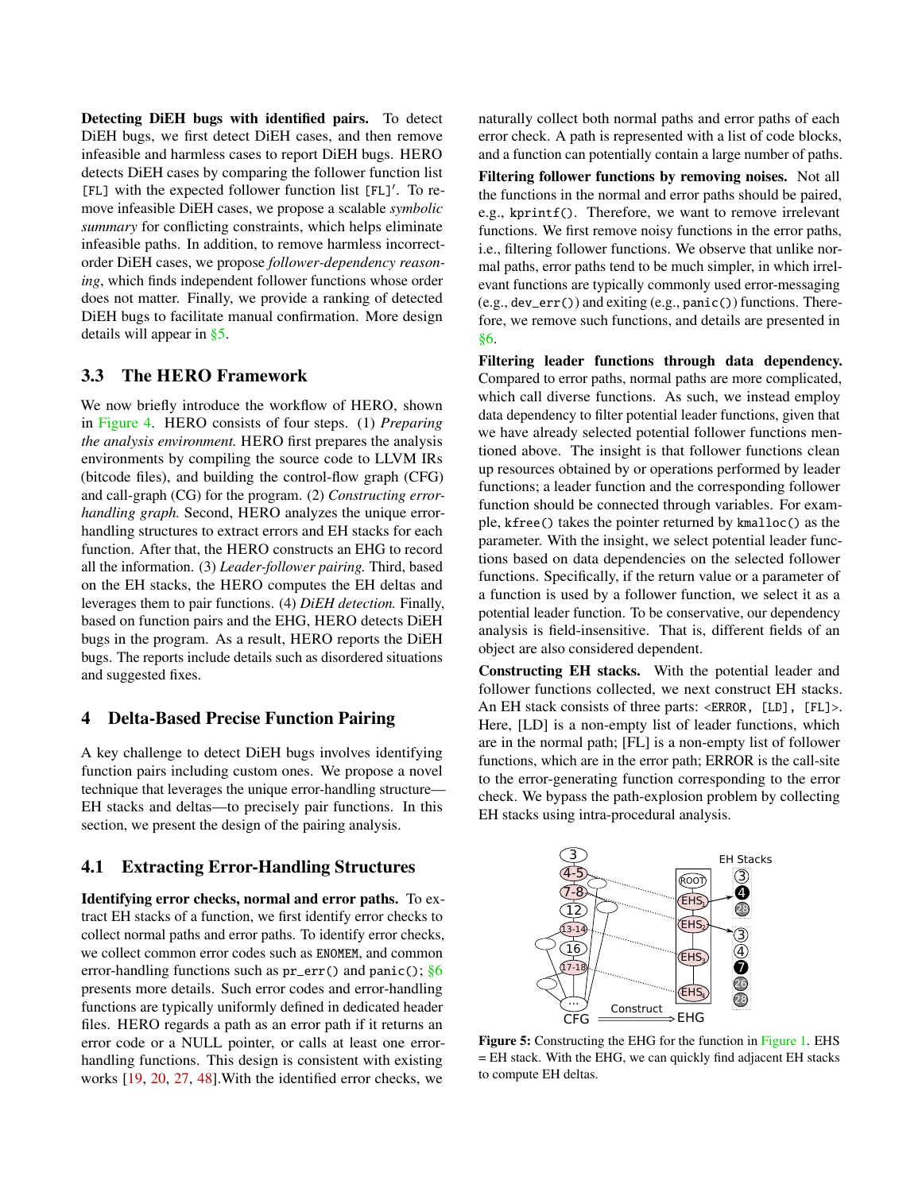**Detecting DiEH bugs with identified pairs.** To detect DiEH bugs, we first detect DiEH cases, and then remove infeasible and harmless cases to report DiEH bugs. HERO detects DiEH cases by comparing the follower function list [FL] with the expected follower function list [FL]′. To remove infeasible DiEH cases, we propose a scalable *symbolic summary* for conflicting constraints, which helps eliminate infeasible paths. In addition, to remove harmless incorrect-order DiEH cases, we propose *follower-dependency reasoning*, which finds independent follower functions whose order does not matter. Finally, we provide a ranking of detected DiEH bugs to facilitate manual confirmation. More design details will appear in §5.

## 3.3 The HERO Framework

We now briefly introduce the workflow of HERO, shown in Figure 4. HERO consists of four steps. (1) *Preparing the analysis environment.* HERO first prepares the analysis environments by compiling the source code to LLVM IRs (bitcode files), and building the control-flow graph (CFG) and call-graph (CG) for the program. (2) *Constructing error-handling graph.* Second, HERO analyzes the unique error-handling structures to extract errors and EH stacks for each function. After that, the HERO constructs an EHG to record all the information. (3) *Leader-follower pairing.* Third, based on the EH stacks, the HERO computes the EH deltas and leverages them to pair functions. (4) *DiEH detection.* Finally, based on function pairs and the EHG, HERO detects DiEH bugs in the program. As a result, HERO reports the DiEH bugs. The reports include details such as disordered situations and suggested fixes.

# 4 Delta-Based Precise Function Pairing

A key challenge to detect DiEH bugs involves identifying function pairs including custom ones. We propose a novel technique that leverages the unique error-handling structure—EH stacks and deltas—to precisely pair functions. In this section, we present the design of the pairing analysis.

## 4.1 Extracting Error-Handling Structures

**Identifying error checks, normal and error paths.** To extract EH stacks of a function, we first identify error checks to collect normal paths and error paths. To identify error checks, we collect common error codes such as ENOMEM, and common error-handling functions such as pr_err() and panic(); §6 presents more details. Such error codes and error-handling functions are typically uniformly defined in dedicated header files. HERO regards a path as an error path if it returns an error code or a NULL pointer, or calls at least one error-handling functions. This design is consistent with existing works [19, 20, 27, 48].With the identified error checks, we naturally collect both normal paths and error paths of each error check. A path is represented with a list of code blocks, and a function can potentially contain a large number of paths.

**Filtering follower functions by removing noises.** Not all the functions in the normal and error paths should be paired, e.g., kprintf(). Therefore, we want to remove irrelevant functions. We first remove noisy functions in the error paths, i.e., filtering follower functions. We observe that unlike normal paths, error paths tend to be much simpler, in which irrelevant functions are typically commonly used error-messaging (e.g., dev_err()) and exiting (e.g., panic()) functions. Therefore, we remove such functions, and details are presented in §6.

**Filtering leader functions through data dependency.** Compared to error paths, normal paths are more complicated, which call diverse functions. As such, we instead employ data dependency to filter potential leader functions, given that we have already selected potential follower functions mentioned above. The insight is that follower functions clean up resources obtained by or operations performed by leader functions; a leader function and the corresponding follower function should be connected through variables. For example, kfree() takes the pointer returned by kmalloc() as the parameter. With the insight, we select potential leader functions based on data dependencies on the selected follower functions. Specifically, if the return value or a parameter of a function is used by a follower function, we select it as a potential leader function. To be conservative, our dependency analysis is field-insensitive. That is, different fields of an object are also considered dependent.

**Constructing EH stacks.** With the potential leader and follower functions collected, we next construct EH stacks. An EH stack consists of three parts: <ERROR, [LD], [FL]>. Here, [LD] is a non-empty list of leader functions, which are in the normal path; [FL] is a non-empty list of follower functions, which are in the error path; ERROR is the call-site to the error-generating function corresponding to the error check. We bypass the path-explosion problem by collecting EH stacks using intra-procedural analysis.

Figure 5: Constructing the EHG for the function in Figure 1. EHS = EH stack. With the EHG, we can quickly find adjacent EH stacks to compute EH deltas.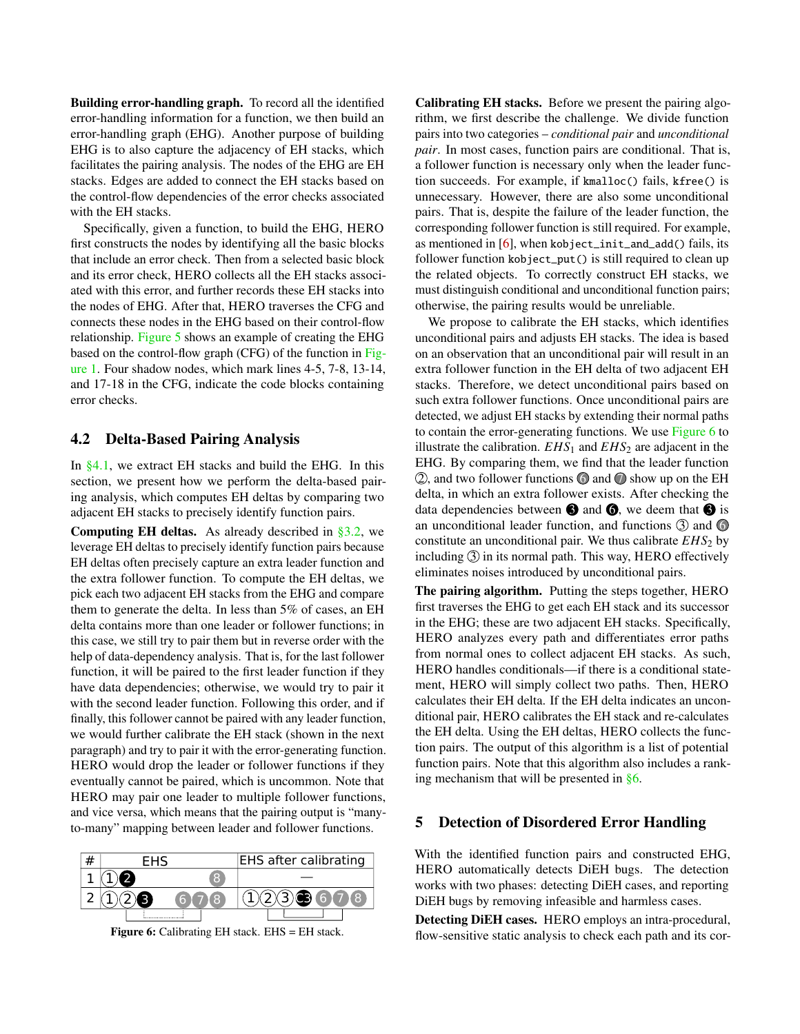**Building error-handling graph.** To record all the identified error-handling information for a function, we then build an error-handling graph (EHG). Another purpose of building EHG is to also capture the adjacency of EH stacks, which facilitates the pairing analysis. The nodes of the EHG are EH stacks. Edges are added to connect the EH stacks based on the control-flow dependencies of the error checks associated with the EH stacks.

Specifically, given a function, to build the EHG, HERO first constructs the nodes by identifying all the basic blocks that include an error check. Then from a selected basic block and its error check, HERO collects all the EH stacks associated with this error, and further records these EH stacks into the nodes of EHG. After that, HERO traverses the CFG and connects these nodes in the EHG based on their control-flow relationship. Figure 5 shows an example of creating the EHG based on the control-flow graph (CFG) of the function in Figure 1. Four shadow nodes, which mark lines 4-5, 7-8, 13-14, and 17-18 in the CFG, indicate the code blocks containing error checks.

## 4.2 Delta-Based Pairing Analysis

In §4.1, we extract EH stacks and build the EHG. In this section, we present how we perform the delta-based pairing analysis, which computes EH deltas by comparing two adjacent EH stacks to precisely identify function pairs.

**Computing EH deltas.** As already described in §3.2, we leverage EH deltas to precisely identify function pairs because EH deltas often precisely capture an extra leader function and the extra follower function. To compute the EH deltas, we pick each two adjacent EH stacks from the EHG and compare them to generate the delta. In less than 5% of cases, an EH delta contains more than one leader or follower functions; in this case, we still try to pair them but in reverse order with the help of data-dependency analysis. That is, for the last follower function, it will be paired to the first leader function if they have data dependencies; otherwise, we would try to pair it with the second leader function. Following this order, and if finally, this follower cannot be paired with any leader function, we would further calibrate the EH stack (shown in the next paragraph) and try to pair it with the error-generating function. HERO would drop the leader or follower functions if they eventually cannot be paired, which is uncommon. Note that HERO may pair one leader to multiple follower functions, and vice versa, which means that the pairing output is "many-to-many" mapping between leader and follower functions.

| # | EHS | EHS after calibrating |
|---|---|---|
| 1 | ①❷ ⑧ | — |
| 2 | ①②❸ ⑥⑦⑧ | ①②③❸⑥⑦⑧ |

**Figure 6:** Calibrating EH stack. EHS = EH stack.

**Calibrating EH stacks.** Before we present the pairing algorithm, we first describe the challenge. We divide function pairs into two categories – *conditional pair* and *unconditional pair*. In most cases, function pairs are conditional. That is, a follower function is necessary only when the leader function succeeds. For example, if `kmalloc()` fails, `kfree()` is unnecessary. However, there are also some unconditional pairs. That is, despite the failure of the leader function, the corresponding follower function is still required. For example, as mentioned in [6], when `kobject_init_and_add()` fails, its follower function `kobject_put()` is still required to clean up the related objects. To correctly construct EH stacks, we must distinguish conditional and unconditional function pairs; otherwise, the pairing results would be unreliable.

We propose to calibrate the EH stacks, which identifies unconditional pairs and adjusts EH stacks. The idea is based on an observation that an unconditional pair will result in an extra follower function in the EH delta of two adjacent EH stacks. Therefore, we detect unconditional pairs based on such extra follower functions. Once unconditional pairs are detected, we adjust EH stacks by extending their normal paths to contain the error-generating functions. We use Figure 6 to illustrate the calibration. $EHS_1$ and $EHS_2$ are adjacent in the EHG. By comparing them, we find that the leader function ②, and two follower functions ⑥ and ⑦ show up on the EH delta, in which an extra follower exists. After checking the data dependencies between ❸ and ❻, we deem that ❸ is an unconditional leader function, and functions ③ and ⑥ constitute an unconditional pair. We thus calibrate $EHS_2$ by including ③ in its normal path. This way, HERO effectively eliminates noises introduced by unconditional pairs.

**The pairing algorithm.** Putting the steps together, HERO first traverses the EHG to get each EH stack and its successor in the EHG; these are two adjacent EH stacks. Specifically, HERO analyzes every path and differentiates error paths from normal ones to collect adjacent EH stacks. As such, HERO handles conditionals—if there is a conditional statement, HERO will simply collect two paths. Then, HERO calculates their EH delta. If the EH delta indicates an unconditional pair, HERO calibrates the EH stack and re-calculates the EH delta. Using the EH deltas, HERO collects the function pairs. The output of this algorithm is a list of potential function pairs. Note that this algorithm also includes a ranking mechanism that will be presented in §6.

# 5 Detection of Disordered Error Handling

With the identified function pairs and constructed EHG, HERO automatically detects DiEH bugs. The detection works with two phases: detecting DiEH cases, and reporting DiEH bugs by removing infeasible and harmless cases.

**Detecting DiEH cases.** HERO employs an intra-procedural, flow-sensitive static analysis to check each path and its cor-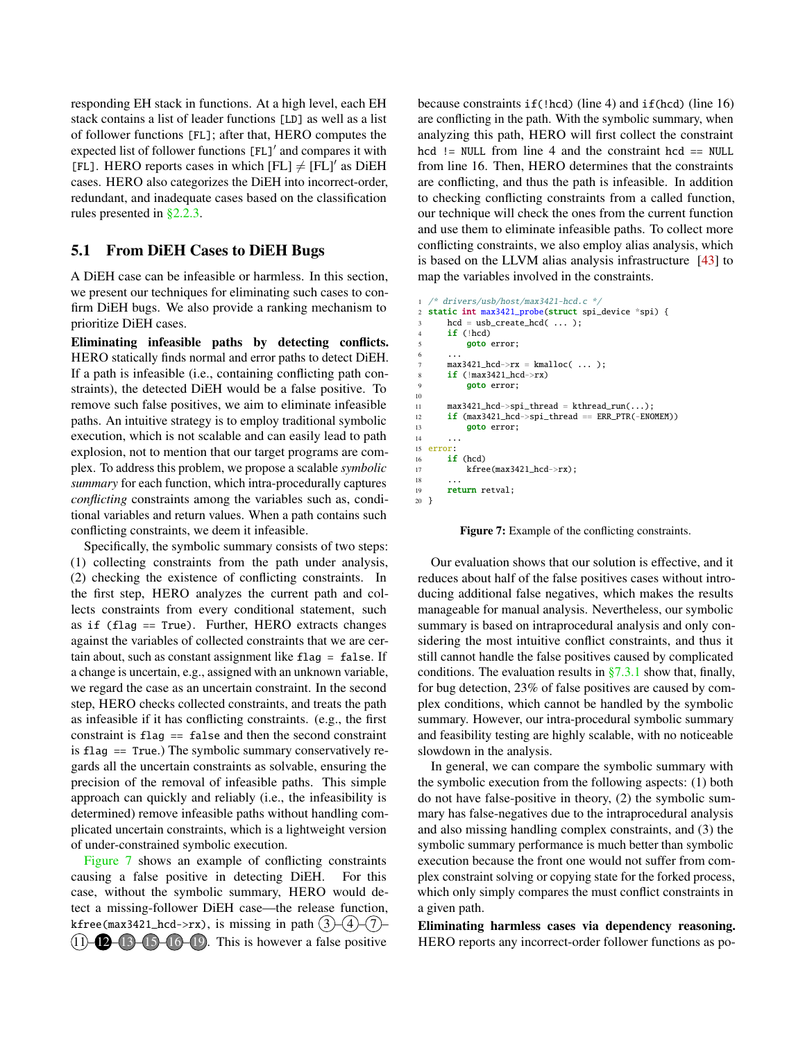responding EH stack in functions. At a high level, each EH stack contains a list of leader functions [LD] as well as a list of follower functions [FL]; after that, HERO computes the expected list of follower functions [FL]′ and compares it with [FL]. HERO reports cases in which [FL] $\neq$ [FL]′ as DiEH cases. HERO also categorizes the DiEH into incorrect-order, redundant, and inadequate cases based on the classification rules presented in §2.2.3.

## 5.1 From DiEH Cases to DiEH Bugs

A DiEH case can be infeasible or harmless. In this section, we present our techniques for eliminating such cases to confirm DiEH bugs. We also provide a ranking mechanism to prioritize DiEH cases.

**Eliminating infeasible paths by detecting conflicts.** HERO statically finds normal and error paths to detect DiEH. If a path is infeasible (i.e., containing conflicting path constraints), the detected DiEH would be a false positive. To remove such false positives, we aim to eliminate infeasible paths. An intuitive strategy is to employ traditional symbolic execution, which is not scalable and can easily lead to path explosion, not to mention that our target programs are complex. To address this problem, we propose a scalable *symbolic summary* for each function, which intra-procedurally captures *conflicting* constraints among the variables such as, conditional variables and return values. When a path contains such conflicting constraints, we deem it infeasible.

Specifically, the symbolic summary consists of two steps: (1) collecting constraints from the path under analysis, (2) checking the existence of conflicting constraints. In the first step, HERO analyzes the current path and collects constraints from every conditional statement, such as `if (flag == True)`. Further, HERO extracts changes against the variables of collected constraints that we are certain about, such as constant assignment like `flag = false`. If a change is uncertain, e.g., assigned with an unknown variable, we regard the case as an uncertain constraint. In the second step, HERO checks collected constraints, and treats the path as infeasible if it has conflicting constraints. (e.g., the first constraint is `flag == false` and then the second constraint is `flag == True`.) The symbolic summary conservatively regards all the uncertain constraints as solvable, ensuring the precision of the removal of infeasible paths. This simple approach can quickly and reliably (i.e., the infeasibility is determined) remove infeasible paths without handling complicated uncertain constraints, which is a lightweight version of under-constrained symbolic execution.

Figure 7 shows an example of conflicting constraints causing a false positive in detecting DiEH. For this case, without the symbolic summary, HERO would detect a missing-follower DiEH case—the release function, `kfree(max3421_hcd->rx)`, is missing in path ③–④–⑦–⑪–⑫–⑬–⑮–⑯–⑲. This is however a false positive because constraints `if(!hcd)` (line 4) and `if(hcd)` (line 16) are conflicting in the path. With the symbolic summary, when analyzing this path, HERO will first collect the constraint `hcd != NULL` from line 4 and the constraint `hcd == NULL` from line 16. Then, HERO determines that the constraints are conflicting, and thus the path is infeasible. In addition to checking conflicting constraints from a called function, our technique will check the ones from the current function and use them to eliminate infeasible paths. To collect more conflicting constraints, we also employ alias analysis, which is based on the LLVM alias analysis infrastructure [43] to map the variables involved in the constraints.

```
1  /* drivers/usb/host/max3421-hcd.c */
2  static int max3421_probe(struct spi_device *spi) {
3      hcd = usb_create_hcd( ... );
4      if (!hcd)
5          goto error;
6      ...
7      max3421_hcd->rx = kmalloc( ... );
8      if (!max3421_hcd->rx)
9          goto error;
10
11     max3421_hcd->spi_thread = kthread_run(...);
12     if (max3421_hcd->spi_thread == ERR_PTR(-ENOMEM))
13         goto error;
14     ...
15 error:
16     if (hcd)
17         kfree(max3421_hcd->rx);
18     ...
19     return retval;
20 }
```

**Figure 7:** Example of the conflicting constraints.

Our evaluation shows that our solution is effective, and it reduces about half of the false positives cases without introducing additional false negatives, which makes the results manageable for manual analysis. Nevertheless, our symbolic summary is based on intraprocedural analysis and only considering the most intuitive conflict constraints, and thus it still cannot handle the false positives caused by complicated conditions. The evaluation results in §7.3.1 show that, finally, for bug detection, 23% of false positives are caused by complex conditions, which cannot be handled by the symbolic summary. However, our intra-procedural symbolic summary and feasibility testing are highly scalable, with no noticeable slowdown in the analysis.

In general, we can compare the symbolic summary with the symbolic execution from the following aspects: (1) both do not have false-positive in theory, (2) the symbolic summary has false-negatives due to the intraprocedural analysis and also missing handling complex constraints, and (3) the symbolic summary performance is much better than symbolic execution because the front one would not suffer from complex constraint solving or copying state for the forked process, which only simply compares the must conflict constraints in a given path.

**Eliminating harmless cases via dependency reasoning.** HERO reports any incorrect-order follower functions as po-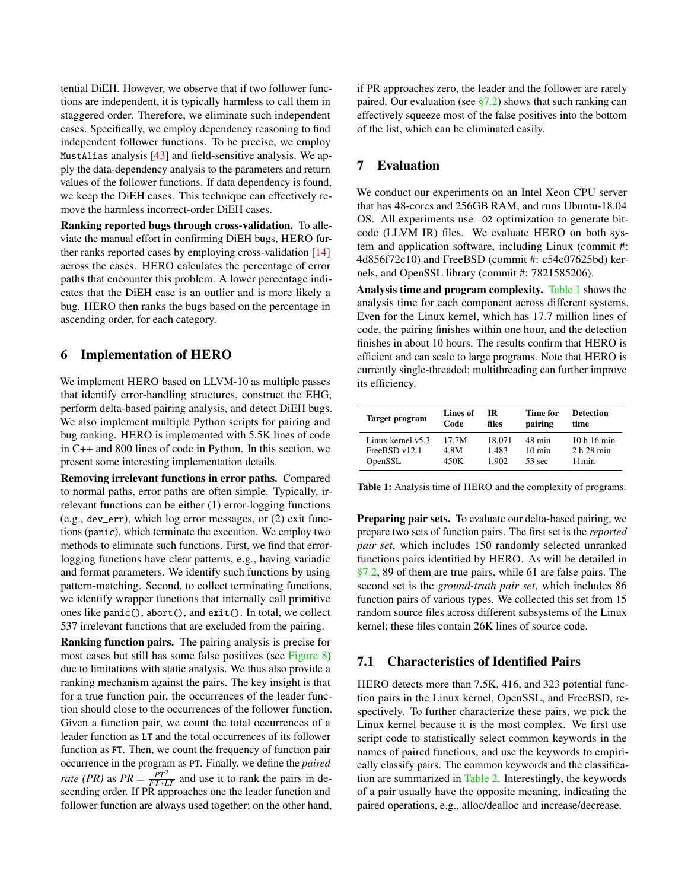tential DiEH. However, we observe that if two follower functions are independent, it is typically harmless to call them in staggered order. Therefore, we eliminate such independent cases. Specifically, we employ dependency reasoning to find independent follower functions. To be precise, we employ `MustAlias` analysis [43] and field-sensitive analysis. We apply the data-dependency analysis to the parameters and return values of the follower functions. If data dependency is found, we keep the DiEH cases. This technique can effectively remove the harmless incorrect-order DiEH cases.

**Ranking reported bugs through cross-validation.** To alleviate the manual effort in confirming DiEH bugs, HERO further ranks reported cases by employing cross-validation [14] across the cases. HERO calculates the percentage of error paths that encounter this problem. A lower percentage indicates that the DiEH case is an outlier and is more likely a bug. HERO then ranks the bugs based on the percentage in ascending order, for each category.

## 6 Implementation of HERO

We implement HERO based on LLVM-10 as multiple passes that identify error-handling structures, construct the EHG, perform delta-based pairing analysis, and detect DiEH bugs. We also implement multiple Python scripts for pairing and bug ranking. HERO is implemented with 5.5K lines of code in C++ and 800 lines of code in Python. In this section, we present some interesting implementation details.

**Removing irrelevant functions in error paths.** Compared to normal paths, error paths are often simple. Typically, irrelevant functions can be either (1) error-logging functions (e.g., `dev_err`), which log error messages, or (2) exit functions (`panic`), which terminate the execution. We employ two methods to eliminate such functions. First, we find that error-logging functions have clear patterns, e.g., having variadic and format parameters. We identify such functions by using pattern-matching. Second, to collect terminating functions, we identify wrapper functions that internally call primitive ones like `panic()`, `abort()`, and `exit()`. In total, we collect 537 irrelevant functions that are excluded from the pairing.

**Ranking function pairs.** The pairing analysis is precise for most cases but still has some false positives (see Figure 8) due to limitations with static analysis. We thus also provide a ranking mechanism against the pairs. The key insight is that for a true function pair, the occurrences of the leader function should close to the occurrences of the follower function. Given a function pair, we count the total occurrences of a leader function as `LT` and the total occurrences of its follower function as `FT`. Then, we count the frequency of function pair occurrence in the program as `PT`. Finally, we define the *paired rate (PR)* as $PR = \frac{PT^2}{FT*LT}$ and use it to rank the pairs in descending order. If PR approaches one the leader function and follower function are always used together; on the other hand, if PR approaches zero, the leader and the follower are rarely paired. Our evaluation (see §7.2) shows that such ranking can effectively squeeze most of the false positives into the bottom of the list, which can be eliminated easily.

## 7 Evaluation

We conduct our experiments on an Intel Xeon CPU server that has 48-cores and 256GB RAM, and runs Ubuntu-18.04 OS. All experiments use `-O2` optimization to generate bitcode (LLVM IR) files. We evaluate HERO on both system and application software, including Linux (commit #: 4d856f72c10) and FreeBSD (commit #: c54c07625bd) kernels, and OpenSSL library (commit #: 7821585206).

**Analysis time and program complexity.** Table 1 shows the analysis time for each component across different systems. Even for the Linux kernel, which has 17.7 million lines of code, the pairing finishes within one hour, and the detection finishes in about 10 hours. The results confirm that HERO is efficient and can scale to large programs. Note that HERO is currently single-threaded; multithreading can further improve its efficiency.

| Target program | Lines of Code | IR files | Time for pairing | Detection time |
|---|---|---|---|---|
| Linux kernel v5.3 | 17.7M | 18,071 | 48 min | 10 h 16 min |
| FreeBSD v12.1 | 4.8M | 1,483 | 10 min | 2 h 28 min |
| OpenSSL | 450K | 1,902 | 53 sec | 11min |

**Table 1:** Analysis time of HERO and the complexity of programs.

**Preparing pair sets.** To evaluate our delta-based pairing, we prepare two sets of function pairs. The first set is the *reported pair set*, which includes 150 randomly selected unranked functions pairs identified by HERO. As will be detailed in §7.2, 89 of them are true pairs, while 61 are false pairs. The second set is the *ground-truth pair set*, which includes 86 function pairs of various types. We collected this set from 15 random source files across different subsystems of the Linux kernel; these files contain 26K lines of source code.

### 7.1 Characteristics of Identified Pairs

HERO detects more than 7.5K, 416, and 323 potential function pairs in the Linux kernel, OpenSSL, and FreeBSD, respectively. To further characterize these pairs, we pick the Linux kernel because it is the most complex. We first use script code to statistically select common keywords in the names of paired functions, and use the keywords to empirically classify pairs. The common keywords and the classification are summarized in Table 2. Interestingly, the keywords of a pair usually have the opposite meaning, indicating the paired operations, e.g., alloc/dealloc and increase/decrease.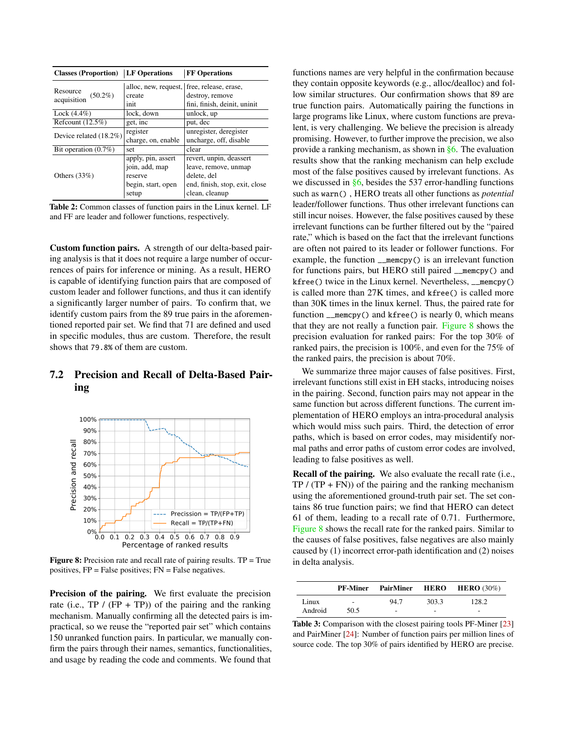| Classes (Proportion) | LF Operations | FF Operations |
|---|---|---|
| Resource acquisition (50.2%) | alloc, new, request, create init | free, release, erase, destroy, remove fini, finish, deinit, uninit |
| Lock (4.4%) | lock, down | unlock, up |
| Refcount (12.5%) | get, inc | put, dec |
| Device related (18.2%) | register charge, on, enable | unregister, deregister uncharge, off, disable |
| Bit operation (0.7%) | set | clear |
| Others (33%) | apply, pin, assert join, add, map reserve begin, start, open setup | revert, unpin, deassert leave, remove, unmap delete, del end, finish, stop, exit, close clean, cleanup |

**Table 2:** Common classes of function pairs in the Linux kernel. LF and FF are leader and follower functions, respectively.

**Custom function pairs.** A strength of our delta-based pairing analysis is that it does not require a large number of occurrences of pairs for inference or mining. As a result, HERO is capable of identifying function pairs that are composed of custom leader and follower functions, and thus it can identify a significantly larger number of pairs. To confirm that, we identify custom pairs from the 89 true pairs in the aforementioned reported pair set. We find that 71 are defined and used in specific modules, thus are custom. Therefore, the result shows that 79.8% of them are custom.

## 7.2 Precision and Recall of Delta-Based Pairing

**Figure 8:** Precision rate and recall rate of pairing results. TP = True positives, FP = False positives; FN = False negatives.

**Precision of the pairing.** We first evaluate the precision rate (i.e., TP / (FP + TP)) of the pairing and the ranking mechanism. Manually confirming all the detected pairs is impractical, so we reuse the "reported pair set" which contains 150 unranked function pairs. In particular, we manually confirm the pairs through their names, semantics, functionalities, and usage by reading the code and comments. We found that functions names are very helpful in the confirmation because they contain opposite keywords (e.g., alloc/dealloc) and follow similar structures. Our confirmation shows that 89 are true function pairs. Automatically pairing the functions in large programs like Linux, where custom functions are prevalent, is very challenging. We believe the precision is already promising. However, to further improve the precision, we also provide a ranking mechanism, as shown in §6. The evaluation results show that the ranking mechanism can help exclude most of the false positives caused by irrelevant functions. As we discussed in §6, besides the 537 error-handling functions such as `warn()`, HERO treats all other functions as *potential* leader/follower functions. Thus other irrelevant functions can still incur noises. However, the false positives caused by these irrelevant functions can be further filtered out by the "paired rate," which is based on the fact that the irrelevant functions are often not paired to its leader or follower functions. For example, the function `__memcpy()` is an irrelevant function for functions pairs, but HERO still paired `__memcpy()` and `kfree()` twice in the Linux kernel. Nevertheless, `__memcpy()` is called more than 27K times, and `kfree()` is called more than 30K times in the linux kernel. Thus, the paired rate for function `__memcpy()` and `kfree()` is nearly 0, which means that they are not really a function pair. Figure 8 shows the precision evaluation for ranked pairs: For the top 30% of ranked pairs, the precision is 100%, and even for the 75% of the ranked pairs, the precision is about 70%.

We summarize three major causes of false positives. First, irrelevant functions still exist in EH stacks, introducing noises in the pairing. Second, function pairs may not appear in the same function but across different functions. The current implementation of HERO employs an intra-procedural analysis which would miss such pairs. Third, the detection of error paths, which is based on error codes, may misidentify normal paths and error paths of custom error codes are involved, leading to false positives as well.

**Recall of the pairing.** We also evaluate the recall rate (i.e., TP / (TP + FN)) of the pairing and the ranking mechanism using the aforementioned ground-truth pair set. The set contains 86 true function pairs; we find that HERO can detect 61 of them, leading to a recall rate of 0.71. Furthermore, Figure 8 shows the recall rate for the ranked pairs. Similar to the causes of false positives, false negatives are also mainly caused by (1) incorrect error-path identification and (2) noises in delta analysis.

| | PF-Miner | PairMiner | HERO | HERO (30%) |
|---|---|---|---|---|
| Linux | - | 94.7 | 303.3 | 128.2 |
| Android | 50.5 | - | - | - |

**Table 3:** Comparison with the closest pairing tools PF-Miner [23] and PairMiner [24]: Number of function pairs per million lines of source code. The top 30% of pairs identified by HERO are precise.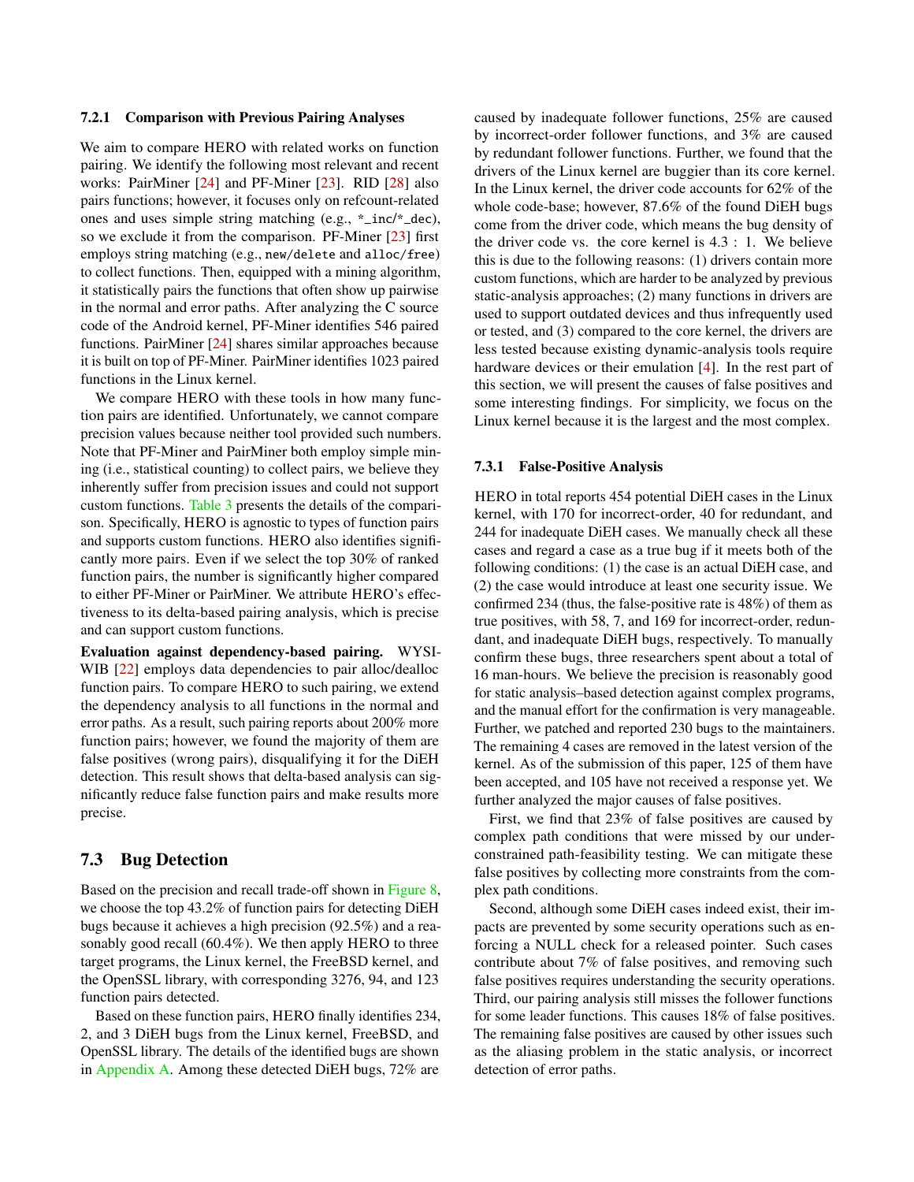### 7.2.1 Comparison with Previous Pairing Analyses

We aim to compare HERO with related works on function pairing. We identify the following most relevant and recent works: PairMiner [24] and PF-Miner [23]. RID [28] also pairs functions; however, it focuses only on refcount-related ones and uses simple string matching (e.g., `*_inc`/`*_dec`), so we exclude it from the comparison. PF-Miner [23] first employs string matching (e.g., `new`/`delete` and `alloc`/`free`) to collect functions. Then, equipped with a mining algorithm, it statistically pairs the functions that often show up pairwise in the normal and error paths. After analyzing the C source code of the Android kernel, PF-Miner identifies 546 paired functions. PairMiner [24] shares similar approaches because it is built on top of PF-Miner. PairMiner identifies 1023 paired functions in the Linux kernel.

We compare HERO with these tools in how many function pairs are identified. Unfortunately, we cannot compare precision values because neither tool provided such numbers. Note that PF-Miner and PairMiner both employ simple mining (i.e., statistical counting) to collect pairs, we believe they inherently suffer from precision issues and could not support custom functions. Table 3 presents the details of the comparison. Specifically, HERO is agnostic to types of function pairs and supports custom functions. HERO also identifies significantly more pairs. Even if we select the top 30% of ranked function pairs, the number is significantly higher compared to either PF-Miner or PairMiner. We attribute HERO's effectiveness to its delta-based pairing analysis, which is precise and can support custom functions.

**Evaluation against dependency-based pairing.** WYSIWIB [22] employs data dependencies to pair alloc/dealloc function pairs. To compare HERO to such pairing, we extend the dependency analysis to all functions in the normal and error paths. As a result, such pairing reports about 200% more function pairs; however, we found the majority of them are false positives (wrong pairs), disqualifying it for the DiEH detection. This result shows that delta-based analysis can significantly reduce false function pairs and make results more precise.

## 7.3 Bug Detection

Based on the precision and recall trade-off shown in Figure 8, we choose the top 43.2% of function pairs for detecting DiEH bugs because it achieves a high precision (92.5%) and a reasonably good recall (60.4%). We then apply HERO to three target programs, the Linux kernel, the FreeBSD kernel, and the OpenSSL library, with corresponding 3276, 94, and 123 function pairs detected.

Based on these function pairs, HERO finally identifies 234, 2, and 3 DiEH bugs from the Linux kernel, FreeBSD, and OpenSSL library. The details of the identified bugs are shown in Appendix A. Among these detected DiEH bugs, 72% are caused by inadequate follower functions, 25% are caused by incorrect-order follower functions, and 3% are caused by redundant follower functions. Further, we found that the drivers of the Linux kernel are buggier than its core kernel. In the Linux kernel, the driver code accounts for 62% of the whole code-base; however, 87.6% of the found DiEH bugs come from the driver code, which means the bug density of the driver code vs. the core kernel is 4.3 : 1. We believe this is due to the following reasons: (1) drivers contain more custom functions, which are harder to be analyzed by previous static-analysis approaches; (2) many functions in drivers are used to support outdated devices and thus infrequently used or tested, and (3) compared to the core kernel, the drivers are less tested because existing dynamic-analysis tools require hardware devices or their emulation [4]. In the rest part of this section, we will present the causes of false positives and some interesting findings. For simplicity, we focus on the Linux kernel because it is the largest and the most complex.

### 7.3.1 False-Positive Analysis

HERO in total reports 454 potential DiEH cases in the Linux kernel, with 170 for incorrect-order, 40 for redundant, and 244 for inadequate DiEH cases. We manually check all these cases and regard a case as a true bug if it meets both of the following conditions: (1) the case is an actual DiEH case, and (2) the case would introduce at least one security issue. We confirmed 234 (thus, the false-positive rate is 48%) of them as true positives, with 58, 7, and 169 for incorrect-order, redundant, and inadequate DiEH bugs, respectively. To manually confirm these bugs, three researchers spent about a total of 16 man-hours. We believe the precision is reasonably good for static analysis–based detection against complex programs, and the manual effort for the confirmation is very manageable. Further, we patched and reported 230 bugs to the maintainers. The remaining 4 cases are removed in the latest version of the kernel. As of the submission of this paper, 125 of them have been accepted, and 105 have not received a response yet. We further analyzed the major causes of false positives.

First, we find that 23% of false positives are caused by complex path conditions that were missed by our under-constrained path-feasibility testing. We can mitigate these false positives by collecting more constraints from the complex path conditions.

Second, although some DiEH cases indeed exist, their impacts are prevented by some security operations such as enforcing a NULL check for a released pointer. Such cases contribute about 7% of false positives, and removing such false positives requires understanding the security operations. Third, our pairing analysis still misses the follower functions for some leader functions. This causes 18% of false positives. The remaining false positives are caused by other issues such as the aliasing problem in the static analysis, or incorrect detection of error paths.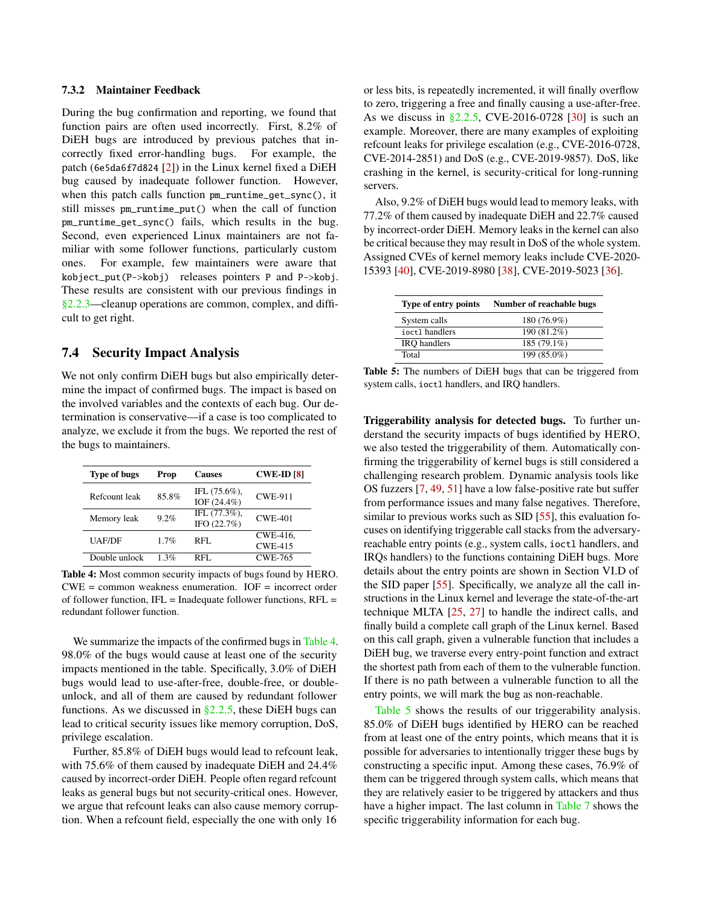### 7.3.2 Maintainer Feedback

During the bug confirmation and reporting, we found that function pairs are often used incorrectly. First, 8.2% of DiEH bugs are introduced by previous patches that incorrectly fixed error-handling bugs. For example, the patch (6e5da6f7d824 [2]) in the Linux kernel fixed a DiEH bug caused by inadequate follower function. However, when this patch calls function `pm_runtime_get_sync()`, it still misses `pm_runtime_put()` when the call of function `pm_runtime_get_sync()` fails, which results in the bug. Second, even experienced Linux maintainers are not familiar with some follower functions, particularly custom ones. For example, few maintainers were aware that `kobject_put(P->kobj)` releases pointers P and P->kobj. These results are consistent with our previous findings in §2.2.3—cleanup operations are common, complex, and difficult to get right.

## 7.4 Security Impact Analysis

We not only confirm DiEH bugs but also empirically determine the impact of confirmed bugs. The impact is based on the involved variables and the contexts of each bug. Our determination is conservative—if a case is too complicated to analyze, we exclude it from the bugs. We reported the rest of the bugs to maintainers.

| Type of bugs | Prop | Causes | CWE-ID [8] |
|---|---|---|---|
| Refcount leak | 85.8% | IFL (75.6%), IOF (24.4%) | CWE-911 |
| Memory leak | 9.2% | IFL (77.3%), IFO (22.7%) | CWE-401 |
| UAF/DF | 1.7% | RFL | CWE-416, CWE-415 |
| Double unlock | 1.3% | RFL | CWE-765 |

**Table 4:** Most common security impacts of bugs found by HERO. CWE = common weakness enumeration. IOF = incorrect order of follower function, IFL = Inadequate follower functions, RFL = redundant follower function.

We summarize the impacts of the confirmed bugs in Table 4. 98.0% of the bugs would cause at least one of the security impacts mentioned in the table. Specifically, 3.0% of DiEH bugs would lead to use-after-free, double-free, or double-unlock, and all of them are caused by redundant follower functions. As we discussed in §2.2.5, these DiEH bugs can lead to critical security issues like memory corruption, DoS, privilege escalation.

Further, 85.8% of DiEH bugs would lead to refcount leak, with 75.6% of them caused by inadequate DiEH and 24.4% caused by incorrect-order DiEH. People often regard refcount leaks as general bugs but not security-critical ones. However, we argue that refcount leaks can also cause memory corruption. When a refcount field, especially the one with only 16 or less bits, is repeatedly incremented, it will finally overflow to zero, triggering a free and finally causing a use-after-free. As we discuss in §2.2.5, CVE-2016-0728 [30] is such an example. Moreover, there are many examples of exploiting refcount leaks for privilege escalation (e.g., CVE-2016-0728, CVE-2014-2851) and DoS (e.g., CVE-2019-9857). DoS, like crashing in the kernel, is security-critical for long-running servers.

Also, 9.2% of DiEH bugs would lead to memory leaks, with 77.2% of them caused by inadequate DiEH and 22.7% caused by incorrect-order DiEH. Memory leaks in the kernel can also be critical because they may result in DoS of the whole system. Assigned CVEs of kernel memory leaks include CVE-2020-15393 [40], CVE-2019-8980 [38], CVE-2019-5023 [36].

| Type of entry points | Number of reachable bugs |
|---|---|
| System calls | 180 (76.9%) |
| `ioctl` handlers | 190 (81.2%) |
| IRQ handlers | 185 (79.1%) |
| Total | 199 (85.0%) |

**Table 5:** The numbers of DiEH bugs that can be triggered from system calls, `ioctl` handlers, and IRQ handlers.

**Triggerability analysis for detected bugs.** To further understand the security impacts of bugs identified by HERO, we also tested the triggerability of them. Automatically confirming the triggerability of kernel bugs is still considered a challenging research problem. Dynamic analysis tools like OS fuzzers [7, 49, 51] have a low false-positive rate but suffer from performance issues and many false negatives. Therefore, similar to previous works such as SID [55], this evaluation focuses on identifying triggerable call stacks from the adversary-reachable entry points (e.g., system calls, `ioctl` handlers, and IRQs handlers) to the functions containing DiEH bugs. More details about the entry points are shown in Section VI.D of the SID paper [55]. Specifically, we analyze all the call instructions in the Linux kernel and leverage the state-of-the-art technique MLTA [25, 27] to handle the indirect calls, and finally build a complete call graph of the Linux kernel. Based on this call graph, given a vulnerable function that includes a DiEH bug, we traverse every entry-point function and extract the shortest path from each of them to the vulnerable function. If there is no path between a vulnerable function to all the entry points, we will mark the bug as non-reachable.

Table 5 shows the results of our triggerability analysis. 85.0% of DiEH bugs identified by HERO can be reached from at least one of the entry points, which means that it is possible for adversaries to intentionally trigger these bugs by constructing a specific input. Among these cases, 76.9% of them can be triggered through system calls, which means that they are relatively easier to be triggered by attackers and thus have a higher impact. The last column in Table 7 shows the specific triggerability information for each bug.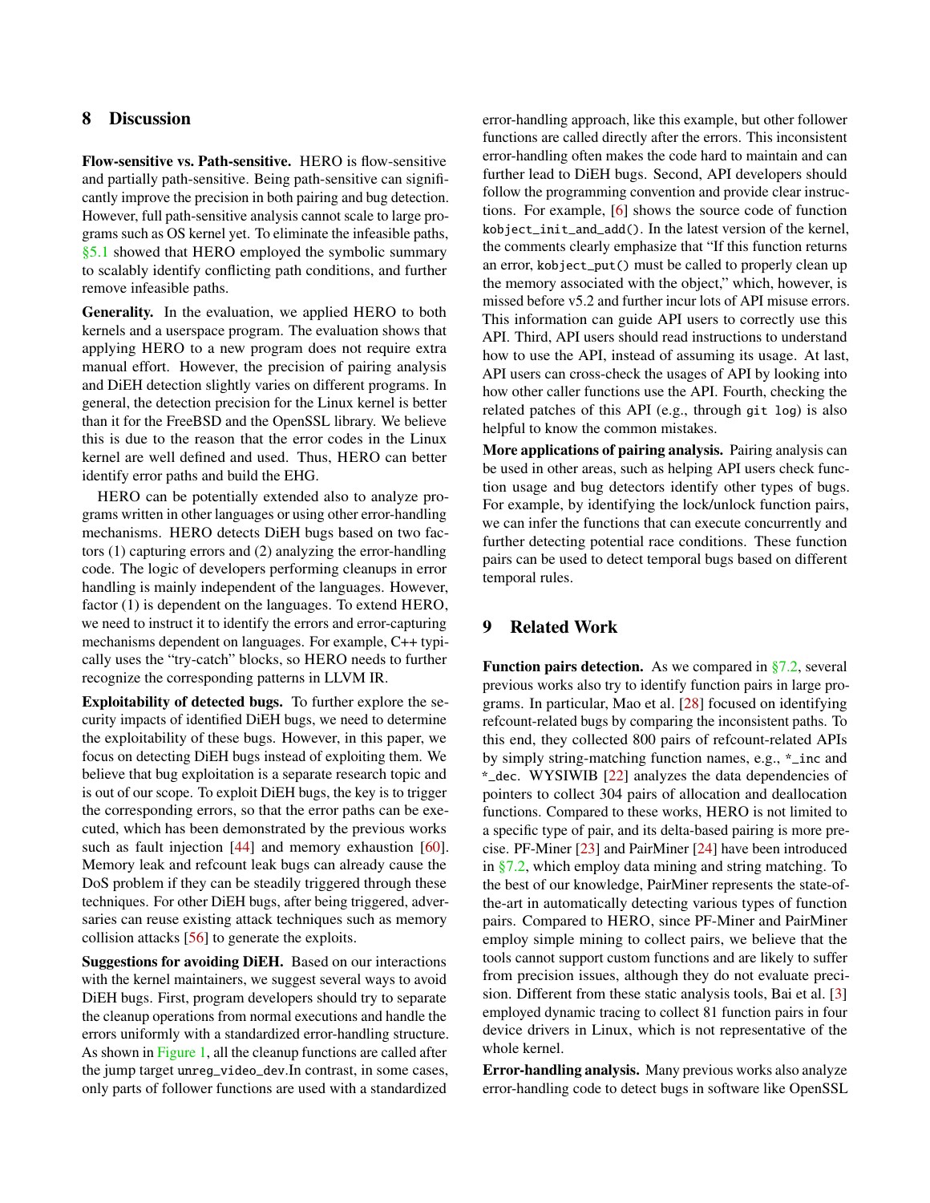## 8 Discussion

**Flow-sensitive vs. Path-sensitive.** HERO is flow-sensitive and partially path-sensitive. Being path-sensitive can significantly improve the precision in both pairing and bug detection. However, full path-sensitive analysis cannot scale to large programs such as OS kernel yet. To eliminate the infeasible paths, §5.1 showed that HERO employed the symbolic summary to scalably identify conflicting path conditions, and further remove infeasible paths.

**Generality.** In the evaluation, we applied HERO to both kernels and a userspace program. The evaluation shows that applying HERO to a new program does not require extra manual effort. However, the precision of pairing analysis and DiEH detection slightly varies on different programs. In general, the detection precision for the Linux kernel is better than it for the FreeBSD and the OpenSSL library. We believe this is due to the reason that the error codes in the Linux kernel are well defined and used. Thus, HERO can better identify error paths and build the EHG.

HERO can be potentially extended also to analyze programs written in other languages or using other error-handling mechanisms. HERO detects DiEH bugs based on two factors (1) capturing errors and (2) analyzing the error-handling code. The logic of developers performing cleanups in error handling is mainly independent of the languages. However, factor (1) is dependent on the languages. To extend HERO, we need to instruct it to identify the errors and error-capturing mechanisms dependent on languages. For example, C++ typically uses the "try-catch" blocks, so HERO needs to further recognize the corresponding patterns in LLVM IR.

**Exploitability of detected bugs.** To further explore the security impacts of identified DiEH bugs, we need to determine the exploitability of these bugs. However, in this paper, we focus on detecting DiEH bugs instead of exploiting them. We believe that bug exploitation is a separate research topic and is out of our scope. To exploit DiEH bugs, the key is to trigger the corresponding errors, so that the error paths can be executed, which has been demonstrated by the previous works such as fault injection [44] and memory exhaustion [60]. Memory leak and refcount leak bugs can already cause the DoS problem if they can be steadily triggered through these techniques. For other DiEH bugs, after being triggered, adversaries can reuse existing attack techniques such as memory collision attacks [56] to generate the exploits.

**Suggestions for avoiding DiEH.** Based on our interactions with the kernel maintainers, we suggest several ways to avoid DiEH bugs. First, program developers should try to separate the cleanup operations from normal executions and handle the errors uniformly with a standardized error-handling structure. As shown in Figure 1, all the cleanup functions are called after the jump target `unreg_video_dev`.In contrast, in some cases, only parts of follower functions are used with a standardized error-handling approach, like this example, but other follower functions are called directly after the errors. This inconsistent error-handling often makes the code hard to maintain and can further lead to DiEH bugs. Second, API developers should follow the programming convention and provide clear instructions. For example, [6] shows the source code of function `kobject_init_and_add()`. In the latest version of the kernel, the comments clearly emphasize that "If this function returns an error, `kobject_put()` must be called to properly clean up the memory associated with the object," which, however, is missed before v5.2 and further incur lots of API misuse errors. This information can guide API users to correctly use this API. Third, API users should read instructions to understand how to use the API, instead of assuming its usage. At last, API users can cross-check the usages of API by looking into how other caller functions use the API. Fourth, checking the related patches of this API (e.g., through `git log`) is also helpful to know the common mistakes.

**More applications of pairing analysis.** Pairing analysis can be used in other areas, such as helping API users check function usage and bug detectors identify other types of bugs. For example, by identifying the lock/unlock function pairs, we can infer the functions that can execute concurrently and further detecting potential race conditions. These function pairs can be used to detect temporal bugs based on different temporal rules.

## 9 Related Work

**Function pairs detection.** As we compared in §7.2, several previous works also try to identify function pairs in large programs. In particular, Mao et al. [28] focused on identifying refcount-related bugs by comparing the inconsistent paths. To this end, they collected 800 pairs of refcount-related APIs by simply string-matching function names, e.g., `*_inc` and `*_dec`. WYSIWIB [22] analyzes the data dependencies of pointers to collect 304 pairs of allocation and deallocation functions. Compared to these works, HERO is not limited to a specific type of pair, and its delta-based pairing is more precise. PF-Miner [23] and PairMiner [24] have been introduced in §7.2, which employ data mining and string matching. To the best of our knowledge, PairMiner represents the state-of-the-art in automatically detecting various types of function pairs. Compared to HERO, since PF-Miner and PairMiner employ simple mining to collect pairs, we believe that the tools cannot support custom functions and are likely to suffer from precision issues, although they do not evaluate precision. Different from these static analysis tools, Bai et al. [3] employed dynamic tracing to collect 81 function pairs in four device drivers in Linux, which is not representative of the whole kernel.

**Error-handling analysis.** Many previous works also analyze error-handling code to detect bugs in software like OpenSSL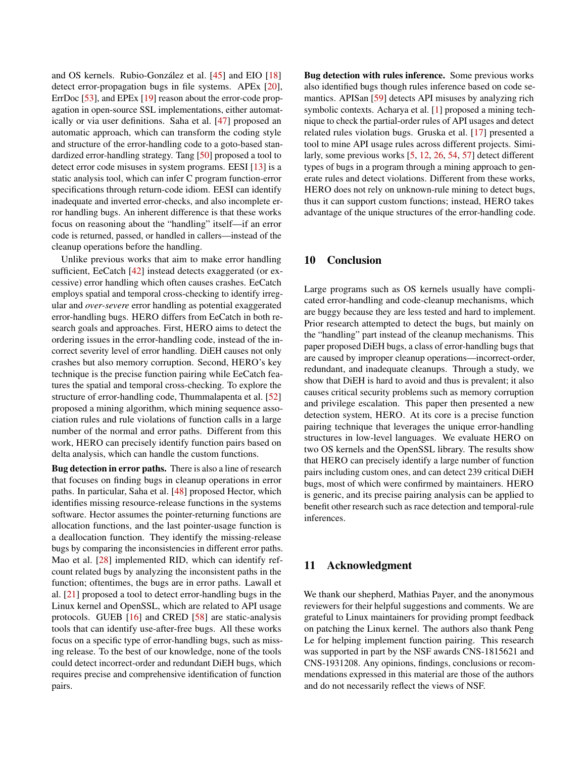and OS kernels. Rubio-González et al. [45] and EIO [18] detect error-propagation bugs in file systems. APEx [20], ErrDoc [53], and EPEx [19] reason about the error-code propagation in open-source SSL implementations, either automatically or via user definitions. Saha et al. [47] proposed an automatic approach, which can transform the coding style and structure of the error-handling code to a goto-based standardized error-handling strategy. Tang [50] proposed a tool to detect error code misuses in system programs. EESI [13] is a static analysis tool, which can infer C program function-error specifications through return-code idiom. EESI can identify inadequate and inverted error-checks, and also incomplete error handling bugs. An inherent difference is that these works focus on reasoning about the "handling" itself—if an error code is returned, passed, or handled in callers—instead of the cleanup operations before the handling.

Unlike previous works that aim to make error handling sufficient, EeCatch [42] instead detects exaggerated (or excessive) error handling which often causes crashes. EeCatch employs spatial and temporal cross-checking to identify irregular and *over-severe* error handling as potential exaggerated error-handling bugs. HERO differs from EeCatch in both research goals and approaches. First, HERO aims to detect the ordering issues in the error-handling code, instead of the incorrect severity level of error handling. DiEH causes not only crashes but also memory corruption. Second, HERO's key technique is the precise function pairing while EeCatch features the spatial and temporal cross-checking. To explore the structure of error-handling code, Thummalapenta et al. [52] proposed a mining algorithm, which mining sequence association rules and rule violations of function calls in a large number of the normal and error paths. Different from this work, HERO can precisely identify function pairs based on delta analysis, which can handle the custom functions.

**Bug detection in error paths.** There is also a line of research that focuses on finding bugs in cleanup operations in error paths. In particular, Saha et al. [48] proposed Hector, which identifies missing resource-release functions in the systems software. Hector assumes the pointer-returning functions are allocation functions, and the last pointer-usage function is a deallocation function. They identify the missing-release bugs by comparing the inconsistencies in different error paths. Mao et al. [28] implemented RID, which can identify refcount related bugs by analyzing the inconsistent paths in the function; oftentimes, the bugs are in error paths. Lawall et al. [21] proposed a tool to detect error-handling bugs in the Linux kernel and OpenSSL, which are related to API usage protocols. GUEB [16] and CRED [58] are static-analysis tools that can identify use-after-free bugs. All these works focus on a specific type of error-handling bugs, such as missing release. To the best of our knowledge, none of the tools could detect incorrect-order and redundant DiEH bugs, which requires precise and comprehensive identification of function pairs.

**Bug detection with rules inference.** Some previous works also identified bugs though rules inference based on code semantics. APISan [59] detects API misuses by analyzing rich symbolic contexts. Acharya et al. [1] proposed a mining technique to check the partial-order rules of API usages and detect related rules violation bugs. Gruska et al. [17] presented a tool to mine API usage rules across different projects. Similarly, some previous works [5, 12, 26, 54, 57] detect different types of bugs in a program through a mining approach to generate rules and detect violations. Different from these works, HERO does not rely on unknown-rule mining to detect bugs, thus it can support custom functions; instead, HERO takes advantage of the unique structures of the error-handling code.

## 10 Conclusion

Large programs such as OS kernels usually have complicated error-handling and code-cleanup mechanisms, which are buggy because they are less tested and hard to implement. Prior research attempted to detect the bugs, but mainly on the "handling" part instead of the cleanup mechanisms. This paper proposed DiEH bugs, a class of error-handling bugs that are caused by improper cleanup operations—incorrect-order, redundant, and inadequate cleanups. Through a study, we show that DiEH is hard to avoid and thus is prevalent; it also causes critical security problems such as memory corruption and privilege escalation. This paper then presented a new detection system, HERO. At its core is a precise function pairing technique that leverages the unique error-handling structures in low-level languages. We evaluate HERO on two OS kernels and the OpenSSL library. The results show that HERO can precisely identify a large number of function pairs including custom ones, and can detect 239 critical DiEH bugs, most of which were confirmed by maintainers. HERO is generic, and its precise pairing analysis can be applied to benefit other research such as race detection and temporal-rule inferences.

## 11 Acknowledgment

We thank our shepherd, Mathias Payer, and the anonymous reviewers for their helpful suggestions and comments. We are grateful to Linux maintainers for providing prompt feedback on patching the Linux kernel. The authors also thank Peng Le for helping implement function pairing. This research was supported in part by the NSF awards CNS-1815621 and CNS-1931208. Any opinions, findings, conclusions or recommendations expressed in this material are those of the authors and do not necessarily reflect the views of NSF.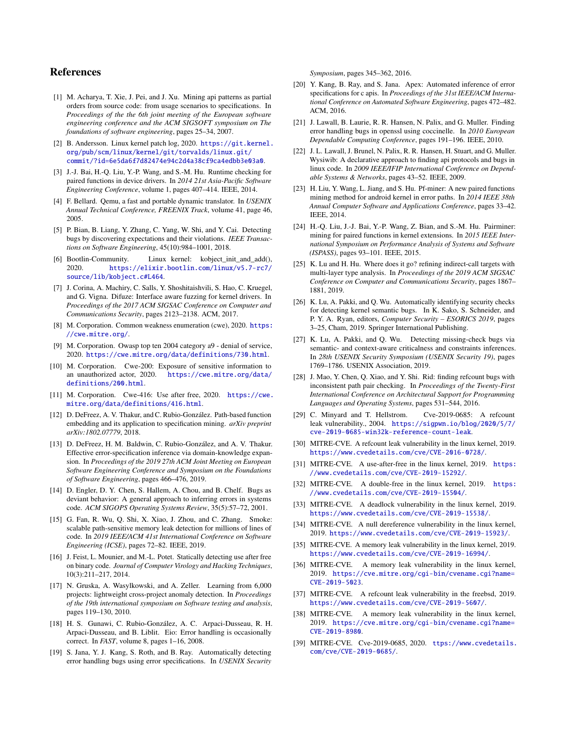## References

[1] M. Acharya, T. Xie, J. Pei, and J. Xu. Mining api patterns as partial orders from source code: from usage scenarios to specifications. In *Proceedings of the the 6th joint meeting of the European software engineering conference and the ACM SIGSOFT symposium on The foundations of software engineering*, pages 25–34, 2007.

[2] B. Andersson. Linux kernel patch log, 2020. https://git.kernel.org/pub/scm/linux/kernel/git/torvalds/linux.git/commit/?id=6e5da6f7d82474e94c2d4a38cf9ca4edbb3e03a0.

[3] J.-J. Bai, H.-Q. Liu, Y.-P. Wang, and S.-M. Hu. Runtime checking for paired functions in device drivers. In *2014 21st Asia-Pacific Software Engineering Conference*, volume 1, pages 407–414. IEEE, 2014.

[4] F. Bellard. Qemu, a fast and portable dynamic translator. In *USENIX Annual Technical Conference, FREENIX Track*, volume 41, page 46, 2005.

[5] P. Bian, B. Liang, Y. Zhang, C. Yang, W. Shi, and Y. Cai. Detecting bugs by discovering expectations and their violations. *IEEE Transactions on Software Engineering*, 45(10):984–1001, 2018.

[6] Bootlin-Community. Linux kernel: kobject_init_and_add(), 2020. https://elixir.bootlin.com/linux/v5.7-rc7/source/lib/kobject.c#L464.

[7] J. Corina, A. Machiry, C. Salls, Y. Shoshitaishvili, S. Hao, C. Kruegel, and G. Vigna. Difuze: Interface aware fuzzing for kernel drivers. In *Proceedings of the 2017 ACM SIGSAC Conference on Computer and Communications Security*, pages 2123–2138. ACM, 2017.

[8] M. Corporation. Common weakness enumeration (cwe), 2020. https://cwe.mitre.org/.

[9] M. Corporation. Owasp top ten 2004 category a9 - denial of service, 2020. https://cwe.mitre.org/data/definitions/730.html.

[10] M. Corporation. Cwe-200: Exposure of sensitive information to an unauthorized actor, 2020. https://cwe.mitre.org/data/definitions/200.html.

[11] M. Corporation. Cwe-416: Use after free, 2020. https://cwe.mitre.org/data/definitions/416.html.

[12] D. DeFreez, A. V. Thakur, and C. Rubio-González. Path-based function embedding and its application to specification mining. *arXiv preprint arXiv:1802.07779*, 2018.

[13] D. DeFreez, H. M. Baldwin, C. Rubio-González, and A. V. Thakur. Effective error-specification inference via domain-knowledge expansion. In *Proceedings of the 2019 27th ACM Joint Meeting on European Software Engineering Conference and Symposium on the Foundations of Software Engineering*, pages 466–476, 2019.

[14] D. Engler, D. Y. Chen, S. Hallem, A. Chou, and B. Chelf. Bugs as deviant behavior: A general approach to inferring errors in systems code. *ACM SIGOPS Operating Systems Review*, 35(5):57–72, 2001.

[15] G. Fan, R. Wu, Q. Shi, X. Xiao, J. Zhou, and C. Zhang. Smoke: scalable path-sensitive memory leak detection for millions of lines of code. In *2019 IEEE/ACM 41st International Conference on Software Engineering (ICSE)*, pages 72–82. IEEE, 2019.

[16] J. Feist, L. Mounier, and M.-L. Potet. Statically detecting use after free on binary code. *Journal of Computer Virology and Hacking Techniques*, 10(3):211–217, 2014.

[17] N. Gruska, A. Wasylkowski, and A. Zeller. Learning from 6,000 projects: lightweight cross-project anomaly detection. In *Proceedings of the 19th international symposium on Software testing and analysis*, pages 119–130, 2010.

[18] H. S. Gunawi, C. Rubio-González, A. C. Arpaci-Dusseau, R. H. Arpaci-Dusseau, and B. Liblit. Eio: Error handling is occasionally correct. In *FAST*, volume 8, pages 1–16, 2008.

[19] S. Jana, Y. J. Kang, S. Roth, and B. Ray. Automatically detecting error handling bugs using error specifications. In *USENIX Security Symposium*, pages 345–362, 2016.

[20] Y. Kang, B. Ray, and S. Jana. Apex: Automated inference of error specifications for c apis. In *Proceedings of the 31st IEEE/ACM International Conference on Automated Software Engineering*, pages 472–482. ACM, 2016.

[21] J. Lawall, B. Laurie, R. R. Hansen, N. Palix, and G. Muller. Finding error handling bugs in openssl using coccinelle. In *2010 European Dependable Computing Conference*, pages 191–196. IEEE, 2010.

[22] J. L. Lawall, J. Brunel, N. Palix, R. R. Hansen, H. Stuart, and G. Muller. Wysiwib: A declarative approach to finding api protocols and bugs in linux code. In *2009 IEEE/IFIP International Conference on Dependable Systems & Networks*, pages 43–52. IEEE, 2009.

[23] H. Liu, Y. Wang, L. Jiang, and S. Hu. Pf-miner: A new paired functions mining method for android kernel in error paths. In *2014 IEEE 38th Annual Computer Software and Applications Conference*, pages 33–42. IEEE, 2014.

[24] H.-Q. Liu, J.-J. Bai, Y.-P. Wang, Z. Bian, and S.-M. Hu. Pairminer: mining for paired functions in kernel extensions. In *2015 IEEE International Symposium on Performance Analysis of Systems and Software (ISPASS)*, pages 93–101. IEEE, 2015.

[25] K. Lu and H. Hu. Where does it go? refining indirect-call targets with multi-layer type analysis. In *Proceedings of the 2019 ACM SIGSAC Conference on Computer and Communications Security*, pages 1867–1881, 2019.

[26] K. Lu, A. Pakki, and Q. Wu. Automatically identifying security checks for detecting kernel semantic bugs. In K. Sako, S. Schneider, and P. Y. A. Ryan, editors, *Computer Security – ESORICS 2019*, pages 3–25, Cham, 2019. Springer International Publishing.

[27] K. Lu, A. Pakki, and Q. Wu. Detecting missing-check bugs via semantic- and context-aware criticalness and constraints inferences. In *28th USENIX Security Symposium (USENIX Security 19)*, pages 1769–1786. USENIX Association, 2019.

[28] J. Mao, Y. Chen, Q. Xiao, and Y. Shi. Rid: finding refcount bugs with inconsistent path pair checking. In *Proceedings of the Twenty-First International Conference on Architectural Support for Programming Languages and Operating Systems*, pages 531–544, 2016.

[29] C. Minyard and T. Hellstrom. Cve-2019-0685: A refcount leak vulnerability., 2004. https://sigpwn.io/blog/2020/5/7/cve-2019-0685-win32k-reference-count-leak.

[30] MITRE-CVE. A refcount leak vulnerability in the linux kernel, 2019. https://www.cvedetails.com/cve/CVE-2016-0728/.

[31] MITRE-CVE. A use-after-free in the linux kernel, 2019. https://www.cvedetails.com/cve/CVE-2019-15292/.

[32] MITRE-CVE. A double-free in the linux kernel, 2019. https://www.cvedetails.com/cve/CVE-2019-15504/.

[33] MITRE-CVE. A deadlock vulnerability in the linux kernel, 2019. https://www.cvedetails.com/cve/CVE-2019-15538/.

[34] MITRE-CVE. A null dereference vulnerability in the linux kernel, 2019. https://www.cvedetails.com/cve/CVE-2019-15923/.

[35] MITRE-CVE. A memory leak vulnerability in the linux kernel, 2019. https://www.cvedetails.com/cve/CVE-2019-16994/.

[36] MITRE-CVE. A memory leak vulnerability in the linux kernel, 2019. https://cve.mitre.org/cgi-bin/cvename.cgi?name=CVE-2019-5023.

[37] MITRE-CVE. A refcount leak vulnerability in the freebsd, 2019. https://www.cvedetails.com/cve/CVE-2019-5607/.

[38] MITRE-CVE. A memory leak vulnerability in the linux kernel, 2019. https://cve.mitre.org/cgi-bin/cvename.cgi?name=CVE-2019-8980.

[39] MITRE-CVE. Cve-2019-0685, 2020. ttps://www.cvedetails.com/cve/CVE-2019-0685/.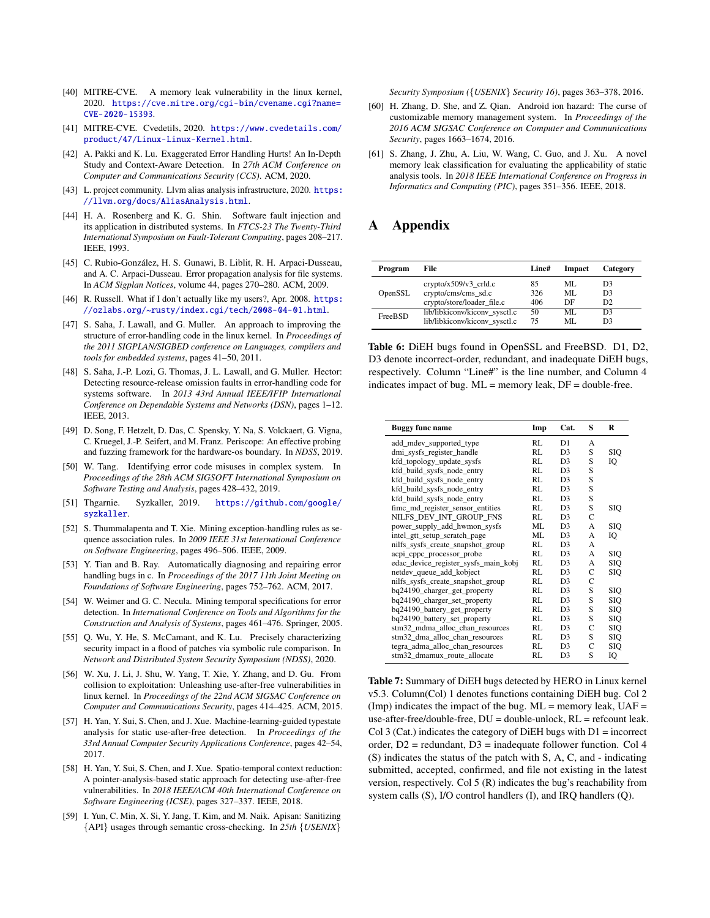[40] MITRE-CVE. A memory leak vulnerability in the linux kernel, 2020. https://cve.mitre.org/cgi-bin/cvename.cgi?name=CVE-2020-15393.

[41] MITRE-CVE. Cvedetils, 2020. https://www.cvedetails.com/product/47/Linux-Linux-Kernel.html.

[42] A. Pakki and K. Lu. Exaggerated Error Handling Hurts! An In-Depth Study and Context-Aware Detection. In *27th ACM Conference on Computer and Communications Security (CCS)*. ACM, 2020.

[43] L. project community. Llvm alias analysis infrastructure, 2020. https://llvm.org/docs/AliasAnalysis.html.

[44] H. A. Rosenberg and K. G. Shin. Software fault injection and its application in distributed systems. In *FTCS-23 The Twenty-Third International Symposium on Fault-Tolerant Computing*, pages 208–217. IEEE, 1993.

[45] C. Rubio-González, H. S. Gunawi, B. Liblit, R. H. Arpaci-Dusseau, and A. C. Arpaci-Dusseau. Error propagation analysis for file systems. In *ACM Sigplan Notices*, volume 44, pages 270–280. ACM, 2009.

[46] R. Russell. What if I don't actually like my users?, Apr. 2008. https://ozlabs.org/~rusty/index.cgi/tech/2008-04-01.html.

[47] S. Saha, J. Lawall, and G. Muller. An approach to improving the structure of error-handling code in the linux kernel. In *Proceedings of the 2011 SIGPLAN/SIGBED conference on Languages, compilers and tools for embedded systems*, pages 41–50, 2011.

[48] S. Saha, J.-P. Lozi, G. Thomas, J. L. Lawall, and G. Muller. Hector: Detecting resource-release omission faults in error-handling code for systems software. In *2013 43rd Annual IEEE/IFIP International Conference on Dependable Systems and Networks (DSN)*, pages 1–12. IEEE, 2013.

[49] D. Song, F. Hetzelt, D. Das, C. Spensky, Y. Na, S. Volckaert, G. Vigna, C. Kruegel, J.-P. Seifert, and M. Franz. Periscope: An effective probing and fuzzing framework for the hardware-os boundary. In *NDSS*, 2019.

[50] W. Tang. Identifying error code misuses in complex system. In *Proceedings of the 28th ACM SIGSOFT International Symposium on Software Testing and Analysis*, pages 428–432, 2019.

[51] Thgarnie. Syzkaller, 2019. https://github.com/google/syzkaller.

[52] S. Thummalapenta and T. Xie. Mining exception-handling rules as sequence association rules. In *2009 IEEE 31st International Conference on Software Engineering*, pages 496–506. IEEE, 2009.

[53] Y. Tian and B. Ray. Automatically diagnosing and repairing error handling bugs in c. In *Proceedings of the 2017 11th Joint Meeting on Foundations of Software Engineering*, pages 752–762. ACM, 2017.

[54] W. Weimer and G. C. Necula. Mining temporal specifications for error detection. In *International Conference on Tools and Algorithms for the Construction and Analysis of Systems*, pages 461–476. Springer, 2005.

[55] Q. Wu, Y. He, S. McCamant, and K. Lu. Precisely characterizing security impact in a flood of patches via symbolic rule comparison. In *Network and Distributed System Security Symposium (NDSS)*, 2020.

[56] W. Xu, J. Li, J. Shu, W. Yang, T. Xie, Y. Zhang, and D. Gu. From collision to exploitation: Unleashing use-after-free vulnerabilities in linux kernel. In *Proceedings of the 22nd ACM SIGSAC Conference on Computer and Communications Security*, pages 414–425. ACM, 2015.

[57] H. Yan, Y. Sui, S. Chen, and J. Xue. Machine-learning-guided typestate analysis for static use-after-free detection. In *Proceedings of the 33rd Annual Computer Security Applications Conference*, pages 42–54, 2017.

[58] H. Yan, Y. Sui, S. Chen, and J. Xue. Spatio-temporal context reduction: A pointer-analysis-based static approach for detecting use-after-free vulnerabilities. In *2018 IEEE/ACM 40th International Conference on Software Engineering (ICSE)*, pages 327–337. IEEE, 2018.

[59] I. Yun, C. Min, X. Si, Y. Jang, T. Kim, and M. Naik. Apisan: Sanitizing {API} usages through semantic cross-checking. In *25th {USENIX} Security Symposium ({USENIX} Security 16)*, pages 363–378, 2016.

[60] H. Zhang, D. She, and Z. Qian. Android ion hazard: The curse of customizable memory management system. In *Proceedings of the 2016 ACM SIGSAC Conference on Computer and Communications Security*, pages 1663–1674, 2016.

[61] S. Zhang, J. Zhu, A. Liu, W. Wang, C. Guo, and J. Xu. A novel memory leak classification for evaluating the applicability of static analysis tools. In *2018 IEEE International Conference on Progress in Informatics and Computing (PIC)*, pages 351–356. IEEE, 2018.

# A Appendix

| Program | File | Line# | Impact | Category |
|---|---|---|---|---|
| OpenSSL | crypto/x509/v3_crld.c | 85 | ML | D3 |
| | crypto/cms/cms_sd.c | 326 | ML | D3 |
| | crypto/store/loader_file.c | 406 | DF | D2 |
| FreeBSD | lib/libkiconv/kiconv_sysctl.c | 50 | ML | D3 |
| | lib/libkiconv/kiconv_sysctl.c | 75 | ML | D3 |

**Table 6:** DiEH bugs found in OpenSSL and FreeBSD. D1, D2, D3 denote incorrect-order, redundant, and inadequate DiEH bugs, respectively. Column "Line#" is the line number, and Column 4 indicates impact of bug. ML = memory leak, DF = double-free.

| Buggy func name | Imp | Cat. | S | R |
|---|---|---|---|---|
| add_mdev_supported_type | RL | D1 | A | |
| dmi_sysfs_register_handle | RL | D3 | S | SIQ |
| kfd_topology_update_sysfs | RL | D3 | S | IQ |
| kfd_build_sysfs_node_entry | RL | D3 | S | |
| kfd_build_sysfs_node_entry | RL | D3 | S | |
| kfd_build_sysfs_node_entry | RL | D3 | S | |
| kfd_build_sysfs_node_entry | RL | D3 | S | |
| fimc_md_register_sensor_entities | RL | D3 | S | SIQ |
| NILFS_DEV_INT_GROUP_FNS | RL | D3 | C | |
| power_supply_add_hwmon_sysfs | ML | D3 | A | SIQ |
| intel_gtt_setup_scratch_page | ML | D3 | A | IQ |
| nilfs_sysfs_create_snapshot_group | RL | D3 | A | |
| acpi_cppc_processor_probe | RL | D3 | A | SIQ |
| edac_device_register_sysfs_main_kobj | RL | D3 | A | SIQ |
| netdev_queue_add_kobject | RL | D3 | C | SIQ |
| nilfs_sysfs_create_snapshot_group | RL | D3 | C | |
| bq24190_charger_get_property | RL | D3 | S | SIQ |
| bq24190_charger_set_property | RL | D3 | S | SIQ |
| bq24190_battery_get_property | RL | D3 | S | SIQ |
| bq24190_battery_set_property | RL | D3 | S | SIQ |
| stm32_mdma_alloc_chan_resources | RL | D3 | C | SIQ |
| stm32_dma_alloc_chan_resources | RL | D3 | S | SIQ |
| tegra_adma_alloc_chan_resources | RL | D3 | C | SIQ |
| stm32_dmamux_route_allocate | RL | D3 | S | IQ |

**Table 7:** Summary of DiEH bugs detected by HERO in Linux kernel v5.3. Column(Col) 1 denotes functions containing DiEH bug. Col 2 (Imp) indicates the impact of the bug. ML = memory leak, UAF = use-after-free/double-free, DU = double-unlock, RL = refcount leak. Col 3 (Cat.) indicates the category of DiEH bugs with D1 = incorrect order, D2 = redundant, D3 = inadequate follower function. Col 4 (S) indicates the status of the patch with S, A, C, and - indicating submitted, accepted, confirmed, and file not existing in the latest version, respectively. Col 5 (R) indicates the bug's reachability from system calls (S), I/O control handlers (I), and IRQ handlers (Q).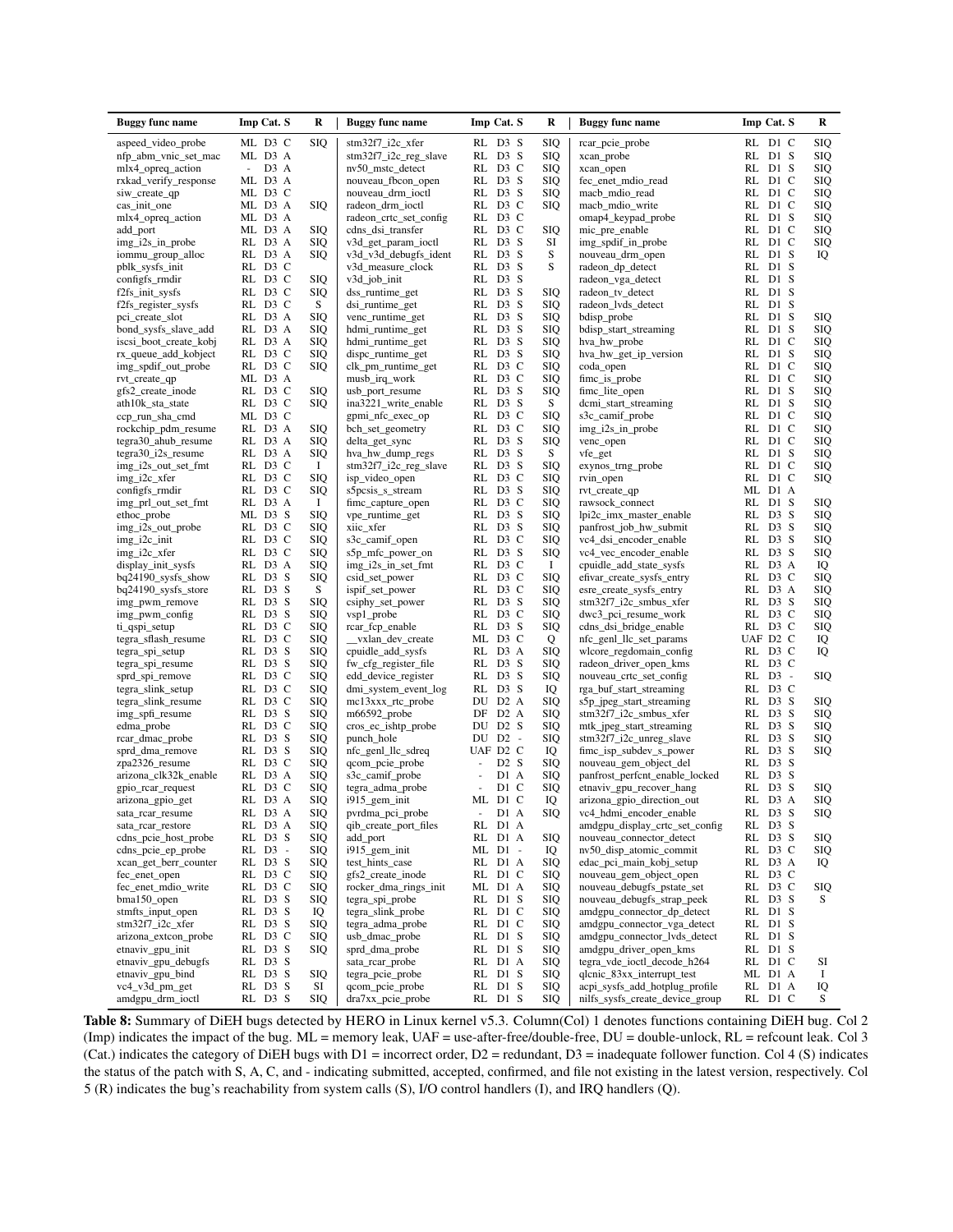| Buggy func name | Imp | Cat. | S | R | Buggy func name | Imp | Cat. | S | R | Buggy func name | Imp | Cat. | S | R |
|---|---|---|---|---|---|---|---|---|---|---|---|---|---|---|
| aspeed_video_probe | ML | D3 | C | SIQ | stm32f7_i2c_xfer | RL | D3 | S | SIQ | rcar_pcie_probe | RL | D1 | C | SIQ |
| nfp_abm_vnic_set_mac | ML | D3 | A | | stm32f7_i2c_reg_slave | RL | D3 | S | SIQ | xcan_probe | RL | D1 | S | SIQ |
| mlx4_opreq_action | - | D3 | A | | nv50_mstc_detect | RL | D3 | C | SIQ | xcan_open | RL | D1 | S | SIQ |
| rxkad_verify_response | ML | D3 | A | | nouveau_fbcon_open | RL | D3 | S | SIQ | fec_enet_mdio_read | RL | D1 | C | SIQ |
| siw_create_qp | ML | D3 | C | | nouveau_drm_ioctl | RL | D3 | S | SIQ | macb_mdio_read | RL | D1 | C | SIQ |
| cas_init_one | ML | D3 | A | SIQ | radeon_drm_ioctl | RL | D3 | C | SIQ | macb_mdio_write | RL | D1 | C | SIQ |
| mlx4_opreq_action | ML | D3 | A | | radeon_crtc_set_config | RL | D3 | C | | omap4_keypad_probe | RL | D1 | S | SIQ |
| add_port | ML | D3 | A | SIQ | cdns_dsi_transfer | RL | D3 | C | SIQ | mic_pre_enable | RL | D1 | C | SIQ |
| img_i2s_in_probe | RL | D3 | A | SIQ | v3d_get_param_ioctl | RL | D3 | S | SI | img_spdif_in_probe | RL | D1 | C | SIQ |
| iommu_group_alloc | RL | D3 | A | SIQ | v3d_v3d_debugfs_ident | RL | D3 | S | S | nouveau_drm_open | RL | D1 | S | IQ |
| pblk_sysfs_init | RL | D3 | C | | v3d_measure_clock | RL | D3 | S | S | radeon_dp_detect | RL | D1 | S | |
| configfs_rmdir | RL | D3 | C | SIQ | v3d_job_init | RL | D3 | S | | radeon_vga_detect | RL | D1 | S | |
| f2fs_init_sysfs | RL | D3 | C | SIQ | dss_runtime_get | RL | D3 | S | SIQ | radeon_tv_detect | RL | D1 | S | |
| f2fs_register_sysfs | RL | D3 | C | S | dsi_runtime_get | RL | D3 | S | SIQ | radeon_lvds_detect | RL | D1 | S | |
| pci_create_slot | RL | D3 | A | SIQ | venc_runtime_get | RL | D3 | S | SIQ | bdisp_probe | RL | D1 | S | SIQ |
| bond_sysfs_slave_add | RL | D3 | A | SIQ | hdmi_runtime_get | RL | D3 | S | SIQ | bdisp_start_streaming | RL | D1 | S | SIQ |
| iscsi_boot_create_kobj | RL | D3 | A | SIQ | hdmi_runtime_get | RL | D3 | S | SIQ | hva_hw_probe | RL | D1 | C | SIQ |
| rx_queue_add_kobject | RL | D3 | C | SIQ | dispc_runtime_get | RL | D3 | S | SIQ | hva_hw_get_ip_version | RL | D1 | S | SIQ |
| img_spdif_out_probe | RL | D3 | C | SIQ | clk_pm_runtime_get | RL | D3 | C | SIQ | coda_open | RL | D1 | C | SIQ |
| rvt_create_qp | ML | D3 | A | | musb_irq_work | RL | D3 | C | SIQ | fimc_is_probe | RL | D1 | C | SIQ |
| gfs2_create_inode | RL | D3 | C | SIQ | usb_port_resume | RL | D3 | S | SIQ | fimc_lite_open | RL | D1 | S | SIQ |
| ath10k_sta_state | RL | D3 | C | SIQ | ina3221_write_enable | RL | D3 | S | S | dcmi_start_streaming | RL | D1 | S | SIQ |
| ccp_run_sha_cmd | ML | D3 | C | | gpmi_nfc_exec_op | RL | D3 | C | SIQ | s3c_camif_probe | RL | D1 | C | SIQ |
| rockchip_pdm_resume | RL | D3 | A | SIQ | bch_set_geometry | RL | D3 | C | SIQ | img_i2s_in_probe | RL | D1 | C | SIQ |
| tegra30_ahub_resume | RL | D3 | A | SIQ | delta_get_sync | RL | D3 | S | SIQ | venc_open | RL | D1 | C | SIQ |
| tegra30_i2s_resume | RL | D3 | A | SIQ | hva_hw_dump_regs | RL | D3 | S | S | vfe_get | RL | D1 | S | SIQ |
| img_i2s_out_set_fmt | RL | D3 | C | I | stm32f7_i2c_reg_slave | RL | D3 | S | SIQ | exynos_trng_probe | RL | D1 | C | SIQ |
| img_i2c_xfer | RL | D3 | C | SIQ | isp_video_open | RL | D3 | C | SIQ | rvin_open | RL | D1 | C | SIQ |
| configfs_rmdir | RL | D3 | C | SIQ | s5pcsis_s_stream | RL | D3 | S | SIQ | rvt_create_qp | ML | D1 | A | |
| img_prl_out_set_fmt | RL | D3 | A | I | fimc_capture_open | RL | D3 | C | SIQ | rawsock_connect | RL | D1 | S | SIQ |
| ethoc_probe | ML | D3 | S | SIQ | vpe_runtime_get | RL | D3 | S | SIQ | lpi2c_imx_master_enable | RL | D3 | S | SIQ |
| img_i2s_out_probe | RL | D3 | C | SIQ | xiic_xfer | RL | D3 | S | SIQ | panfrost_job_hw_submit | RL | D3 | S | SIQ |
| img_i2c_init | RL | D3 | C | SIQ | s3c_camif_open | RL | D3 | C | SIQ | vc4_dsi_encoder_enable | RL | D3 | S | SIQ |
| img_i2c_xfer | RL | D3 | C | SIQ | s5p_mfc_power_on | RL | D3 | S | SIQ | vc4_vec_encoder_enable | RL | D3 | S | SIQ |
| display_init_sysfs | RL | D3 | A | SIQ | img_i2s_in_set_fmt | RL | D3 | C | I | cpuidle_add_state_sysfs | RL | D3 | A | IQ |
| bq24190_sysfs_show | RL | D3 | S | SIQ | csid_set_power | RL | D3 | C | SIQ | efivar_create_sysfs_entry | RL | D3 | C | SIQ |
| bq24190_sysfs_store | RL | D3 | S | S | ispif_set_power | RL | D3 | C | SIQ | esre_create_sysfs_entry | RL | D3 | A | SIQ |
| img_pwm_remove | RL | D3 | S | SIQ | csiphy_set_power | RL | D3 | S | SIQ | stm32f7_i2c_smbus_xfer | RL | D3 | S | SIQ |
| img_pwm_config | RL | D3 | S | SIQ | vsp1_probe | RL | D3 | C | SIQ | dwc3_pci_resume_work | RL | D3 | C | SIQ |
| ti_qspi_setup | RL | D3 | C | SIQ | rcar_fcp_enable | RL | D3 | S | SIQ | cdns_dsi_bridge_enable | RL | D3 | C | SIQ |
| tegra_sflash_resume | RL | D3 | C | SIQ | __vxlan_dev_create | ML | D3 | C | Q | nfc_genl_llc_set_params | UAF | D2 | C | IQ |
| tegra_spi_setup | RL | D3 | S | SIQ | cpuidle_add_sysfs | RL | D3 | A | SIQ | wlcore_regdomain_config | RL | D3 | C | IQ |
| tegra_spi_resume | RL | D3 | S | SIQ | fw_cfg_register_file | RL | D3 | S | SIQ | radeon_driver_open_kms | RL | D3 | C | |
| sprd_spi_remove | RL | D3 | C | SIQ | edd_device_register | RL | D3 | S | SIQ | nouveau_crtc_set_config | RL | D3 | - | SIQ |
| tegra_slink_setup | RL | D3 | C | SIQ | dmi_system_event_log | RL | D3 | S | IQ | rga_buf_start_streaming | RL | D3 | C | |
| tegra_slink_resume | RL | D3 | C | SIQ | mc13xxx_rtc_probe | DU | D2 | A | SIQ | s5p_jpeg_start_streaming | RL | D3 | S | SIQ |
| img_spfi_resume | RL | D3 | S | SIQ | m66592_probe | DF | D2 | A | SIQ | stm32f7_i2c_smbus_xfer | RL | D3 | S | SIQ |
| edma_probe | RL | D3 | C | SIQ | cros_ec_ishtp_probe | DU | D2 | S | SIQ | mtk_jpeg_start_streaming | RL | D3 | S | SIQ |
| rcar_dmac_probe | RL | D3 | S | SIQ | punch_hole | DU | D2 | - | SIQ | stm32f7_i2c_unreg_slave | RL | D3 | S | SIQ |
| sprd_dma_remove | RL | D3 | S | SIQ | nfc_genl_llc_sdreq | UAF | D2 | C | IQ | fimc_isp_subdev_s_power | RL | D3 | S | SIQ |
| zpa2326_resume | RL | D3 | C | SIQ | qcom_pcie_probe | - | D2 | S | SIQ | nouveau_gem_object_del | RL | D3 | S | |
| arizona_clk32k_enable | RL | D3 | A | SIQ | s3c_camif_probe | - | D1 | A | SIQ | panfrost_perfcnt_enable_locked | RL | D3 | S | |
| gpio_rcar_request | RL | D3 | C | SIQ | tegra_adma_probe | - | D1 | C | SIQ | etnaviv_gpu_recover_hang | RL | D3 | S | SIQ |
| arizona_gpio_get | RL | D3 | A | SIQ | i915_gem_init | ML | D1 | C | IQ | arizona_gpio_direction_out | RL | D3 | A | SIQ |
| sata_rcar_resume | RL | D3 | A | SIQ | pvrdma_pci_probe | - | D1 | A | SIQ | vc4_hdmi_encoder_enable | RL | D3 | S | SIQ |
| sata_rcar_restore | RL | D3 | A | SIQ | qib_create_port_files | RL | D1 | A | | amdgpu_display_crtc_set_config | RL | D3 | S | |
| cdns_pcie_host_probe | RL | D3 | S | SIQ | add_port | RL | D1 | A | SIQ | nouveau_connector_detect | RL | D3 | S | SIQ |
| cdns_pcie_ep_probe | RL | D3 | - | SIQ | i915_gem_init | ML | D1 | - | IQ | nv50_disp_atomic_commit | RL | D3 | C | SIQ |
| xcan_get_berr_counter | RL | D3 | S | SIQ | test_hints_case | RL | D1 | A | SIQ | edac_pci_main_kobj_setup | RL | D3 | A | IQ |
| fec_enet_open | RL | D3 | C | SIQ | gfs2_create_inode | RL | D1 | C | SIQ | nouveau_gem_object_open | RL | D3 | C | |
| fec_enet_mdio_write | RL | D3 | C | SIQ | rocker_dma_rings_init | ML | D1 | A | SIQ | nouveau_debugfs_pstate_set | RL | D3 | C | SIQ |
| bma150_open | RL | D3 | S | SIQ | tegra_spi_probe | RL | D1 | S | SIQ | nouveau_debugfs_strap_peek | RL | D3 | S | S |
| stmfts_input_open | RL | D3 | S | IQ | tegra_slink_probe | RL | D1 | C | SIQ | amdgpu_connector_dp_detect | RL | D1 | S | |
| stm32f7_i2c_xfer | RL | D3 | S | SIQ | tegra_adma_probe | RL | D1 | C | SIQ | amdgpu_connector_vga_detect | RL | D1 | S | |
| arizona_extcon_probe | RL | D3 | C | SIQ | usb_dmac_probe | RL | D1 | S | SIQ | amdgpu_connector_lvds_detect | RL | D1 | S | |
| etnaviv_gpu_init | RL | D3 | S | SIQ | sprd_dma_probe | RL | D1 | S | SIQ | amdgpu_driver_open_kms | RL | D1 | S | |
| etnaviv_gpu_debugfs | RL | D3 | S | | sata_rcar_probe | RL | D1 | A | SIQ | tegra_vde_ioctl_decode_h264 | RL | D1 | C | SI |
| etnaviv_gpu_bind | RL | D3 | S | SIQ | tegra_pcie_probe | RL | D1 | S | SIQ | qlcnic_83xx_interrupt_test | ML | D1 | A | I |
| vc4_v3d_pm_get | RL | D3 | S | SI | qcom_pcie_probe | RL | D1 | S | SIQ | acpi_sysfs_add_hotplug_profile | RL | D1 | A | IQ |
| amdgpu_drm_ioctl | RL | D3 | S | SIQ | dra7xx_pcie_probe | RL | D1 | S | SIQ | nilfs_sysfs_create_device_group | RL | D1 | C | S |

**Table 8:** Summary of DiEH bugs detected by HERO in Linux kernel v5.3. Column(Col) 1 denotes functions containing DiEH bug. Col 2 (Imp) indicates the impact of the bug. ML = memory leak, UAF = use-after-free/double-free, DU = double-unlock, RL = refcount leak. Col 3 (Cat.) indicates the category of DiEH bugs with D1 = incorrect order, D2 = redundant, D3 = inadequate follower function. Col 4 (S) indicates the status of the patch with S, A, C, and - indicating submitted, accepted, confirmed, and file not existing in the latest version, respectively. Col 5 (R) indicates the bug's reachability from system calls (S), I/O control handlers (I), and IRQ handlers (Q).